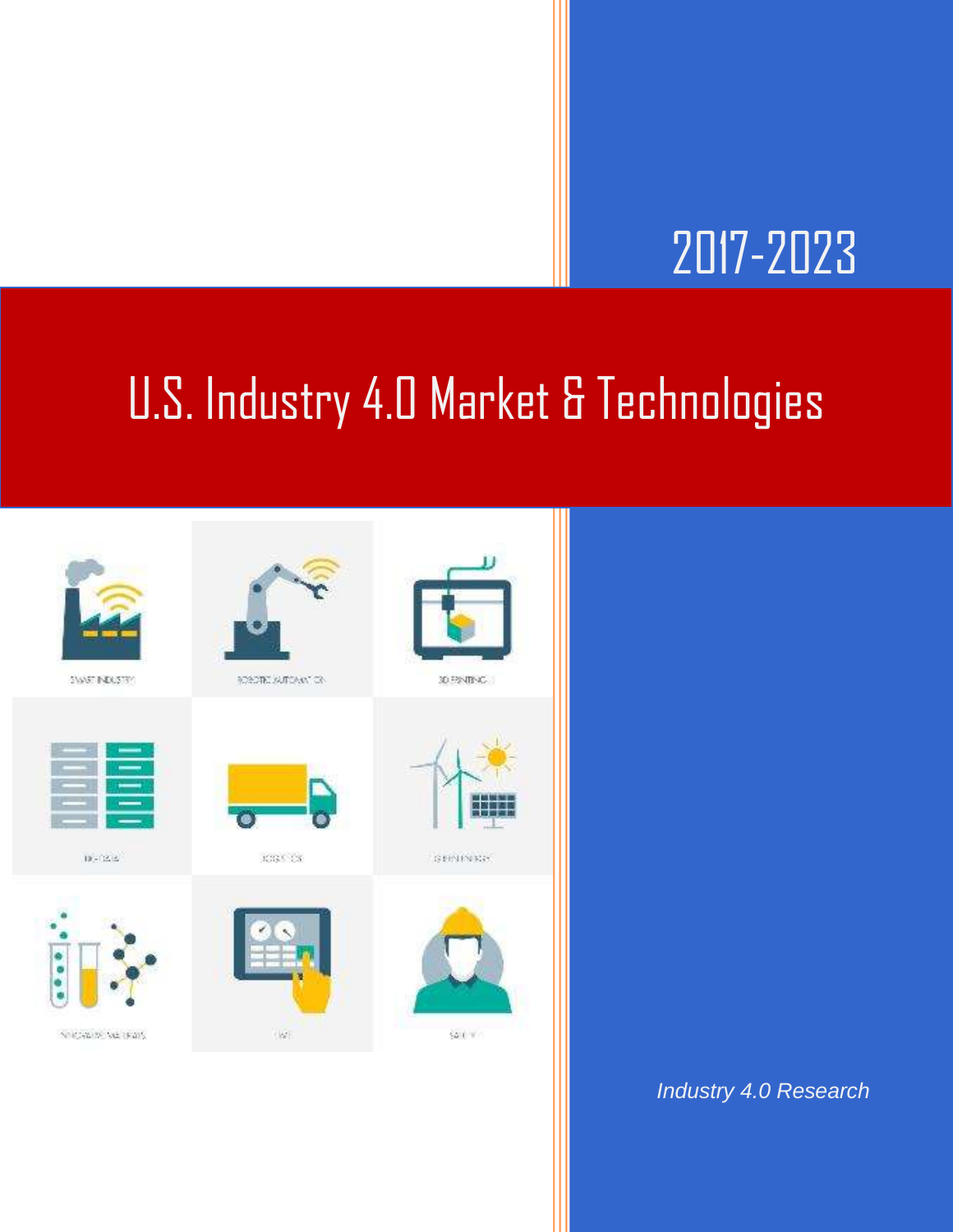2017-2023

# U.S. Industry 4.0 Market & Technologies

*Industry 4.0 Research*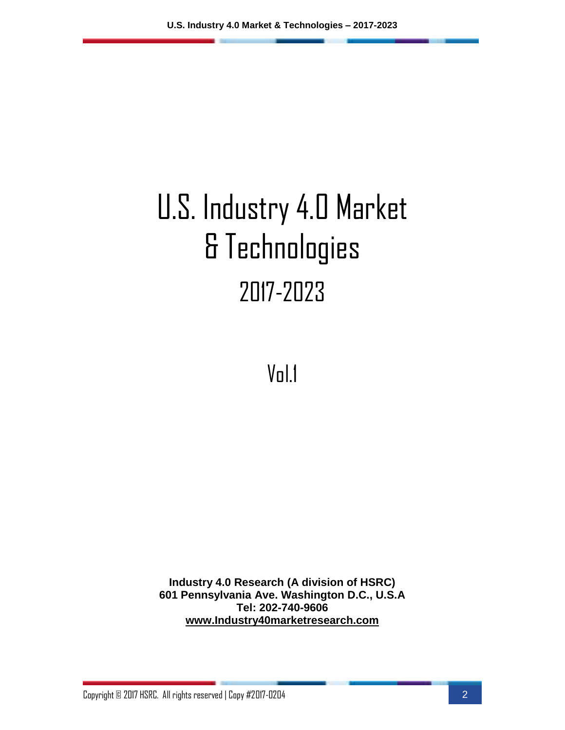# U.S. Industry 4.0 Market & Technologies

## 2017-2023

## Vol.1

**Industry 4.0 Research (A division of HSRC)**
**601 Pennsylvania Ave. Washington D.C., U.S.A**
**Tel: 202-740-9606**
**www.Industry40marketresearch.com**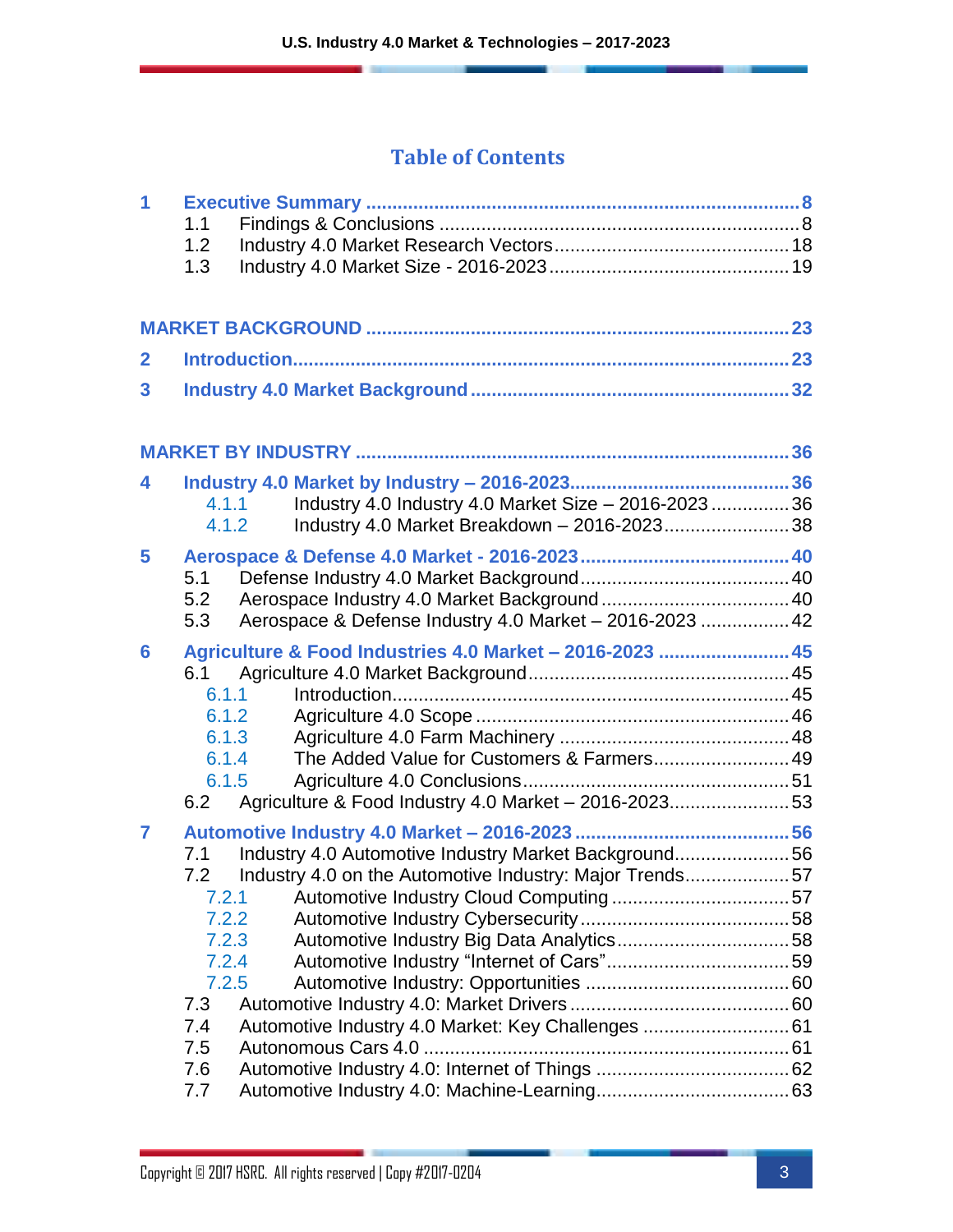# Table of Contents

**1 Executive Summary** ..... 8
- 1.1 Findings & Conclusions ..... 8
- 1.2 Industry 4.0 Market Research Vectors ..... 18
- 1.3 Industry 4.0 Market Size - 2016-2023 ..... 19

**MARKET BACKGROUND** ..... 23

**2 Introduction** ..... 23

**3 Industry 4.0 Market Background** ..... 32

**MARKET BY INDUSTRY** ..... 36

**4 Industry 4.0 Market by Industry – 2016-2023** ..... 36
- 4.1.1 Industry 4.0 Industry 4.0 Market Size – 2016-2023 ..... 36
- 4.1.2 Industry 4.0 Market Breakdown – 2016-2023 ..... 38

**5 Aerospace & Defense 4.0 Market - 2016-2023** ..... 40
- 5.1 Defense Industry 4.0 Market Background ..... 40
- 5.2 Aerospace Industry 4.0 Market Background ..... 40
- 5.3 Aerospace & Defense Industry 4.0 Market – 2016-2023 ..... 42

**6 Agriculture & Food Industries 4.0 Market – 2016-2023** ..... 45
- 6.1 Agriculture 4.0 Market Background ..... 45
  - 6.1.1 Introduction ..... 45
  - 6.1.2 Agriculture 4.0 Scope ..... 46
  - 6.1.3 Agriculture 4.0 Farm Machinery ..... 48
  - 6.1.4 The Added Value for Customers & Farmers ..... 49
  - 6.1.5 Agriculture 4.0 Conclusions ..... 51
- 6.2 Agriculture & Food Industry 4.0 Market – 2016-2023 ..... 53

**7 Automotive Industry 4.0 Market – 2016-2023** ..... 56
- 7.1 Industry 4.0 Automotive Industry Market Background ..... 56
- 7.2 Industry 4.0 on the Automotive Industry: Major Trends ..... 57
  - 7.2.1 Automotive Industry Cloud Computing ..... 57
  - 7.2.2 Automotive Industry Cybersecurity ..... 58
  - 7.2.3 Automotive Industry Big Data Analytics ..... 58
  - 7.2.4 Automotive Industry "Internet of Cars" ..... 59
  - 7.2.5 Automotive Industry: Opportunities ..... 60
- 7.3 Automotive Industry 4.0: Market Drivers ..... 60
- 7.4 Automotive Industry 4.0 Market: Key Challenges ..... 61
- 7.5 Autonomous Cars 4.0 ..... 61
- 7.6 Automotive Industry 4.0: Internet of Things ..... 62
- 7.7 Automotive Industry 4.0: Machine-Learning ..... 63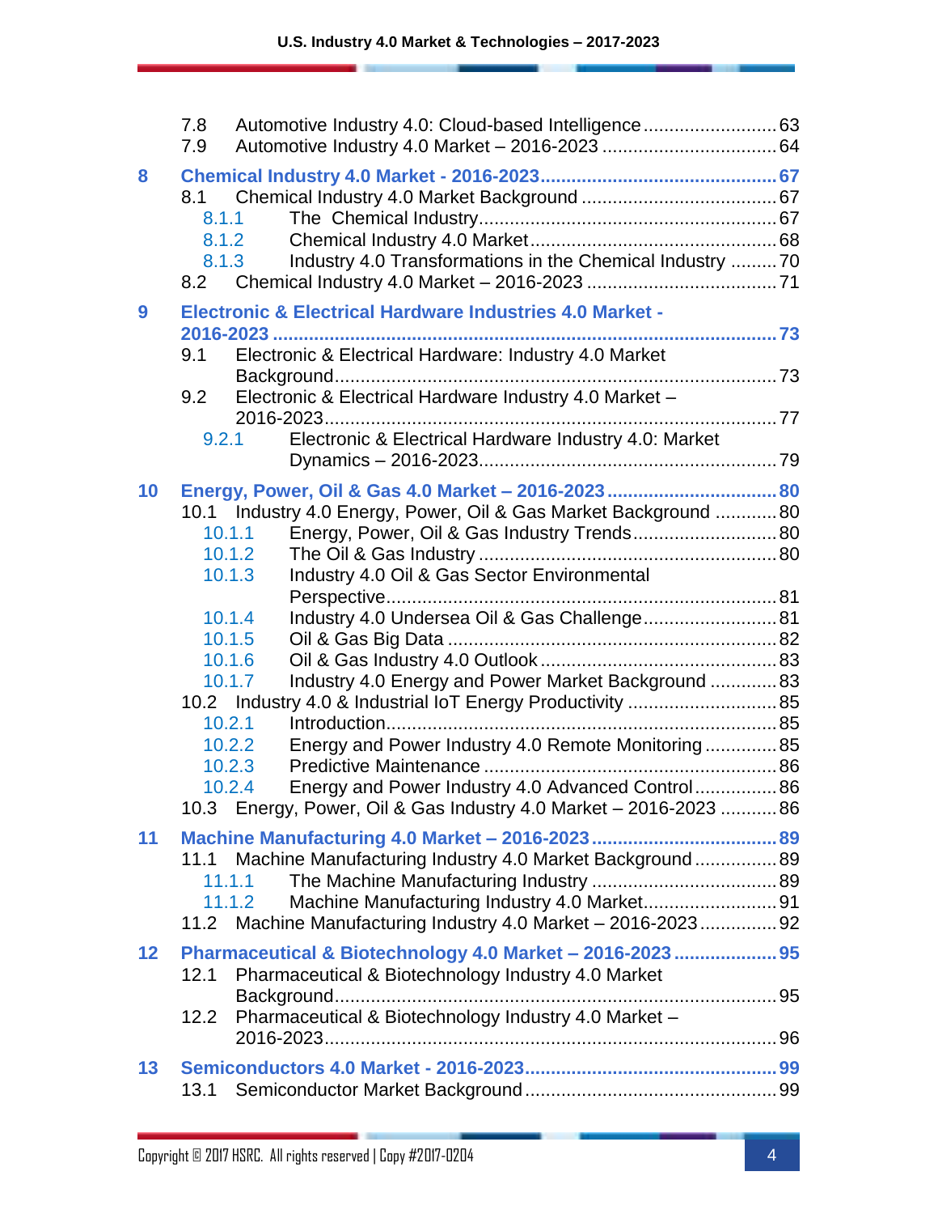7.8 Automotive Industry 4.0: Cloud-based Intelligence .......................... 63
7.9 Automotive Industry 4.0 Market – 2016-2023 ................................. 64

**8 Chemical Industry 4.0 Market - 2016-2023 ............................................ 67**

8.1 Chemical Industry 4.0 Market Background ..................................... 67
8.1.1 The Chemical Industry ......................................................... 67
8.1.2 Chemical Industry 4.0 Market ................................................ 68
8.1.3 Industry 4.0 Transformations in the Chemical Industry ......... 70
8.2 Chemical Industry 4.0 Market – 2016-2023 .................................... 71

**9 Electronic & Electrical Hardware Industries 4.0 Market - 2016-2023 ............................................................................................. 73**

9.1 Electronic & Electrical Hardware: Industry 4.0 Market Background ............................................................................... 73
9.2 Electronic & Electrical Hardware Industry 4.0 Market – 2016-2023 .................................................................................... 77
9.2.1 Electronic & Electrical Hardware Industry 4.0: Market Dynamics – 2016-2023 .......................................................... 79

**10 Energy, Power, Oil & Gas 4.0 Market – 2016-2023 ................................. 80**

10.1 Industry 4.0 Energy, Power, Oil & Gas Market Background ............ 80
10.1.1 Energy, Power, Oil & Gas Industry Trends ............................ 80
10.1.2 The Oil & Gas Industry ......................................................... 80
10.1.3 Industry 4.0 Oil & Gas Sector Environmental Perspective ........................................................................... 81
10.1.4 Industry 4.0 Undersea Oil & Gas Challenge .......................... 81
10.1.5 Oil & Gas Big Data ................................................................ 82
10.1.6 Oil & Gas Industry 4.0 Outlook ............................................. 83
10.1.7 Industry 4.0 Energy and Power Market Background ............. 83
10.2 Industry 4.0 & Industrial IoT Energy Productivity ............................ 85
10.2.1 Introduction .......................................................................... 85
10.2.2 Energy and Power Industry 4.0 Remote Monitoring .............. 85
10.2.3 Predictive Maintenance ........................................................ 86
10.2.4 Energy and Power Industry 4.0 Advanced Control ................ 86
10.3 Energy, Power, Oil & Gas Industry 4.0 Market – 2016-2023 ........... 86

**11 Machine Manufacturing 4.0 Market – 2016-2023 .................................... 89**

11.1 Machine Manufacturing Industry 4.0 Market Background ................ 89
11.1.1 The Machine Manufacturing Industry .................................... 89
11.1.2 Machine Manufacturing Industry 4.0 Market .......................... 91
11.2 Machine Manufacturing Industry 4.0 Market – 2016-2023 ............... 92

**12 Pharmaceutical & Biotechnology 4.0 Market – 2016-2023 .................... 95**

12.1 Pharmaceutical & Biotechnology Industry 4.0 Market Background ............................................................................... 95
12.2 Pharmaceutical & Biotechnology Industry 4.0 Market – 2016-2023 .................................................................................... 96

**13 Semiconductors 4.0 Market - 2016-2023 ................................................ 99**

13.1 Semiconductor Market Background ................................................. 99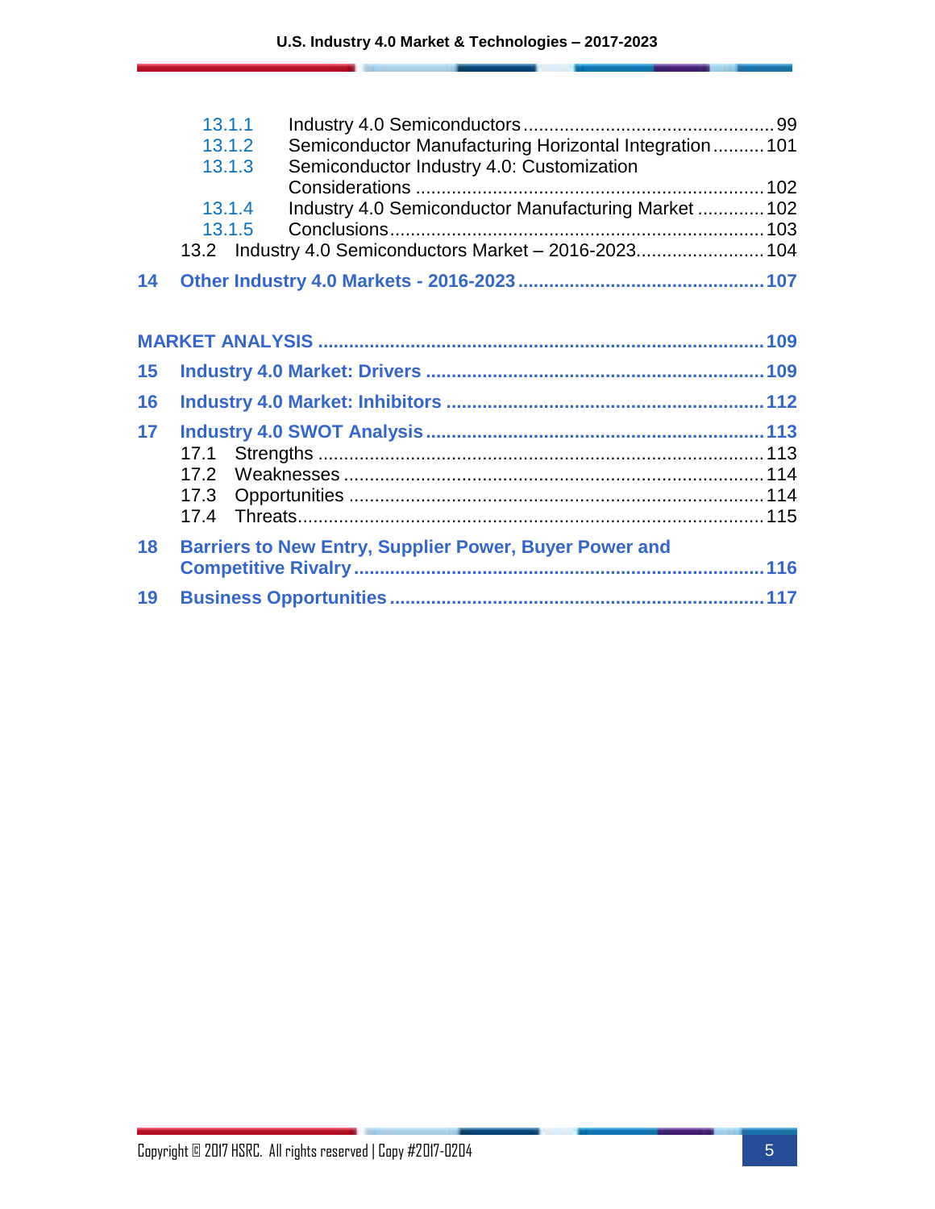13.1.1 Industry 4.0 Semiconductors ................................................ 99
13.1.2 Semiconductor Manufacturing Horizontal Integration .......... 101
13.1.3 Semiconductor Industry 4.0: Customization Considerations .................................................................. 102
13.1.4 Industry 4.0 Semiconductor Manufacturing Market ............. 102
13.1.5 Conclusions ........................................................................ 103

13.2 Industry 4.0 Semiconductors Market – 2016-2023 ......................... 104

**14 Other Industry 4.0 Markets - 2016-2023 ............................................... 107**

**MARKET ANALYSIS ..................................................................................... 109**

**15 Industry 4.0 Market: Drivers ................................................................. 109**

**16 Industry 4.0 Market: Inhibitors ............................................................. 112**

**17 Industry 4.0 SWOT Analysis ................................................................. 113**

17.1 Strengths ...................................................................................... 113
17.2 Weaknesses ................................................................................. 114
17.3 Opportunities ................................................................................ 114
17.4 Threats ......................................................................................... 115

**18 Barriers to New Entry, Supplier Power, Buyer Power and Competitive Rivalry ............................................................................... 116**

**19 Business Opportunities ........................................................................ 117**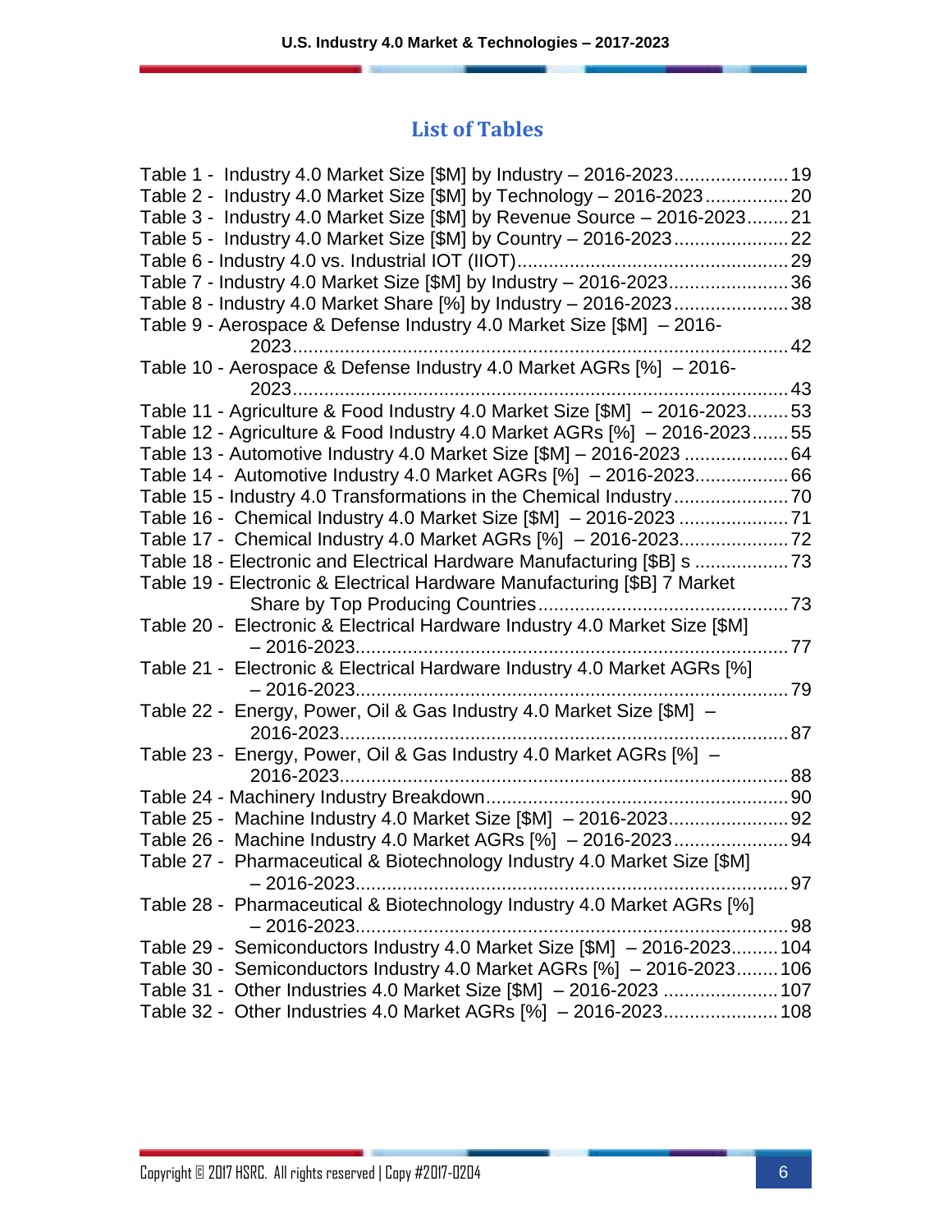# List of Tables

Table 1 - Industry 4.0 Market Size [$M] by Industry – 2016-2023 ...................... 19
Table 2 - Industry 4.0 Market Size [$M] by Technology – 2016-2023 ................ 20
Table 3 - Industry 4.0 Market Size [$M] by Revenue Source – 2016-2023 ........ 21
Table 5 - Industry 4.0 Market Size [$M] by Country – 2016-2023 ...................... 22
Table 6 - Industry 4.0 vs. Industrial IOT (IIOT) .................................................... 29
Table 7 - Industry 4.0 Market Size [$M] by Industry – 2016-2023 ....................... 36
Table 8 - Industry 4.0 Market Share [%] by Industry – 2016-2023 ...................... 38
Table 9 - Aerospace & Defense Industry 4.0 Market Size [$M] – 2016-2023 ........ 42
Table 10 - Aerospace & Defense Industry 4.0 Market AGRs [%] – 2016-2023 ........ 43
Table 11 - Agriculture & Food Industry 4.0 Market Size [$M] – 2016-2023 ........ 53
Table 12 - Agriculture & Food Industry 4.0 Market AGRs [%] – 2016-2023 ....... 55
Table 13 - Automotive Industry 4.0 Market Size [$M] – 2016-2023 .................... 64
Table 14 - Automotive Industry 4.0 Market AGRs [%] – 2016-2023 ................. 66
Table 15 - Industry 4.0 Transformations in the Chemical Industry ...................... 70
Table 16 - Chemical Industry 4.0 Market Size [$M] – 2016-2023 ..................... 71
Table 17 - Chemical Industry 4.0 Market AGRs [%] – 2016-2023 ..................... 72
Table 18 - Electronic and Electrical Hardware Manufacturing [$B] s .................. 73
Table 19 - Electronic & Electrical Hardware Manufacturing [$B] 7 Market Share by Top Producing Countries ................................................ 73
Table 20 - Electronic & Electrical Hardware Industry 4.0 Market Size [$M] – 2016-2023 ........ 77
Table 21 - Electronic & Electrical Hardware Industry 4.0 Market AGRs [%] – 2016-2023 ........ 79
Table 22 - Energy, Power, Oil & Gas Industry 4.0 Market Size [$M] – 2016-2023 ........ 87
Table 23 - Energy, Power, Oil & Gas Industry 4.0 Market AGRs [%] – 2016-2023 ........ 88
Table 24 - Machinery Industry Breakdown .......................................................... 90
Table 25 - Machine Industry 4.0 Market Size [$M] – 2016-2023 ....................... 92
Table 26 - Machine Industry 4.0 Market AGRs [%] – 2016-2023 ...................... 94
Table 27 - Pharmaceutical & Biotechnology Industry 4.0 Market Size [$M] – 2016-2023 ........ 97
Table 28 - Pharmaceutical & Biotechnology Industry 4.0 Market AGRs [%] – 2016-2023 ........ 98
Table 29 - Semiconductors Industry 4.0 Market Size [$M] – 2016-2023 ......... 104
Table 30 - Semiconductors Industry 4.0 Market AGRs [%] – 2016-2023 ......... 106
Table 31 - Other Industries 4.0 Market Size [$M] – 2016-2023 ...................... 107
Table 32 - Other Industries 4.0 Market AGRs [%] – 2016-2023 ...................... 108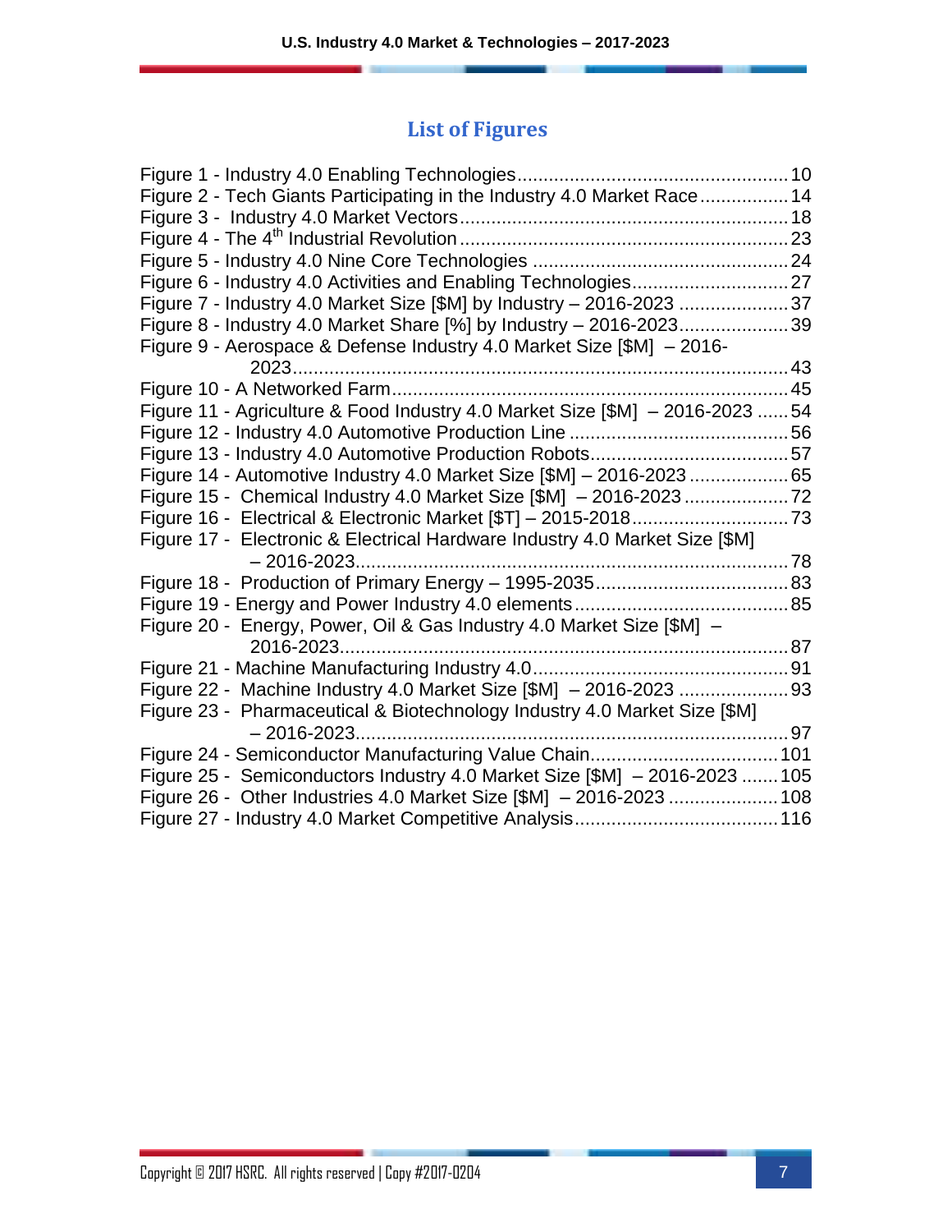## List of Figures

Figure 1 - Industry 4.0 Enabling Technologies .................................................. 10
Figure 2 - Tech Giants Participating in the Industry 4.0 Market Race ................. 14
Figure 3 - Industry 4.0 Market Vectors .............................................................. 18
Figure 4 - The 4th Industrial Revolution ............................................................ 23
Figure 5 - Industry 4.0 Nine Core Technologies ................................................ 24
Figure 6 - Industry 4.0 Activities and Enabling Technologies ............................. 27
Figure 7 - Industry 4.0 Market Size [$M] by Industry – 2016-2023 ..................... 37
Figure 8 - Industry 4.0 Market Share [%] by Industry – 2016-2023 ..................... 39
Figure 9 - Aerospace & Defense Industry 4.0 Market Size [$M] – 2016-2023 ........ 43
Figure 10 - A Networked Farm ......................................................................... 45
Figure 11 - Agriculture & Food Industry 4.0 Market Size [$M] – 2016-2023 ...... 54
Figure 12 - Industry 4.0 Automotive Production Line ......................................... 56
Figure 13 - Industry 4.0 Automotive Production Robots ..................................... 57
Figure 14 - Automotive Industry 4.0 Market Size [$M] – 2016-2023 .................. 65
Figure 15 - Chemical Industry 4.0 Market Size [$M] – 2016-2023 ...................... 72
Figure 16 - Electrical & Electronic Market [$T] – 2015-2018 .............................. 73
Figure 17 - Electronic & Electrical Hardware Industry 4.0 Market Size [$M] – 2016-2023 ........ 78
Figure 18 - Production of Primary Energy – 1995-2035 ..................................... 83
Figure 19 - Energy and Power Industry 4.0 elements ......................................... 85
Figure 20 - Energy, Power, Oil & Gas Industry 4.0 Market Size [$M] – 2016-2023 ........ 87
Figure 21 - Machine Manufacturing Industry 4.0 ................................................ 91
Figure 22 - Machine Industry 4.0 Market Size [$M] – 2016-2023 ....................... 93
Figure 23 - Pharmaceutical & Biotechnology Industry 4.0 Market Size [$M] – 2016-2023 ........ 97
Figure 24 - Semiconductor Manufacturing Value Chain ..................................... 101
Figure 25 - Semiconductors Industry 4.0 Market Size [$M] – 2016-2023 ....... 105
Figure 26 - Other Industries 4.0 Market Size [$M] – 2016-2023 ..................... 108
Figure 27 - Industry 4.0 Market Competitive Analysis ....................................... 116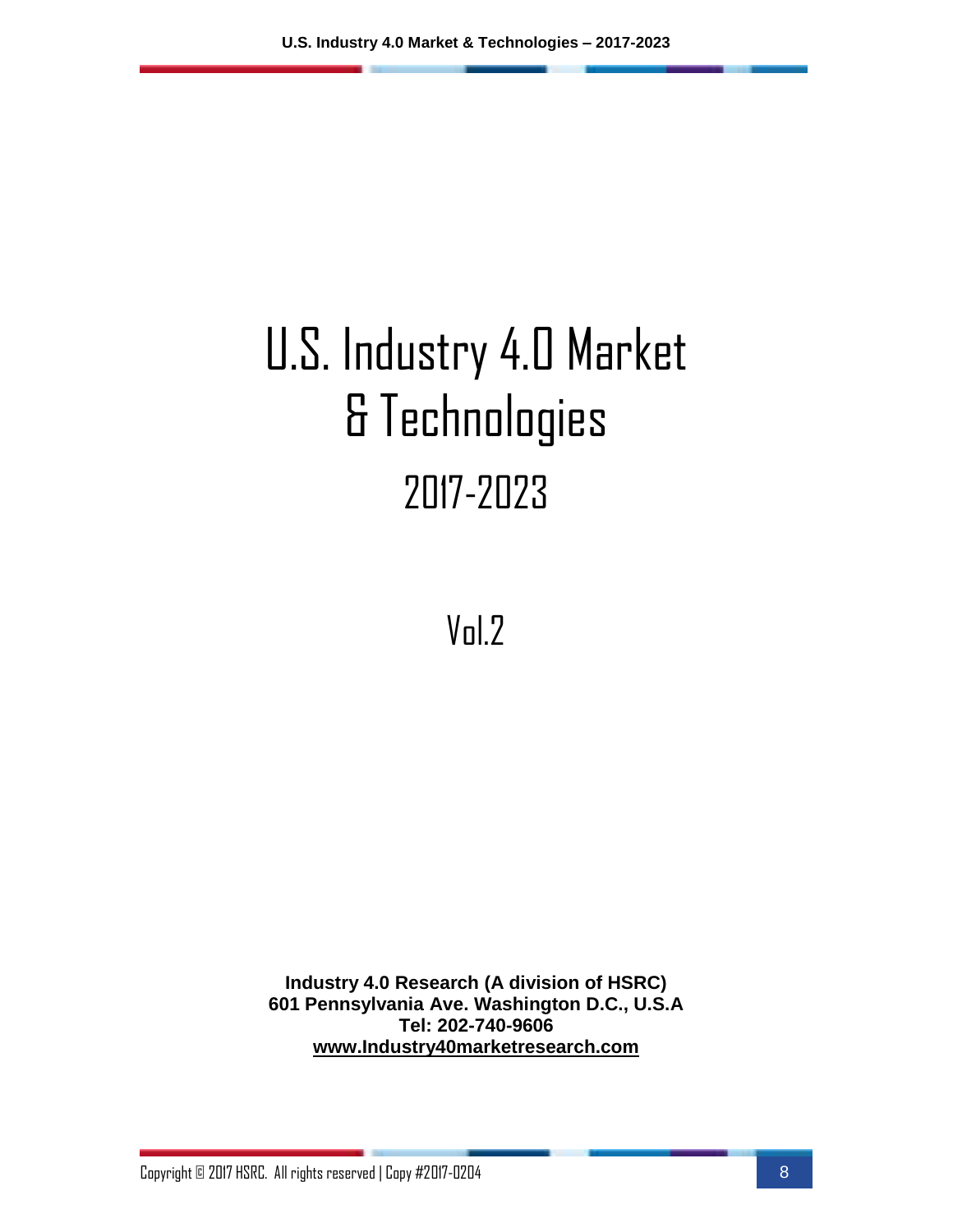# U.S. Industry 4.0 Market & Technologies
## 2017-2023

## Vol.2

**Industry 4.0 Research (A division of HSRC)**
**601 Pennsylvania Ave. Washington D.C., U.S.A**
**Tel: 202-740-9606**
**www.Industry40marketresearch.com**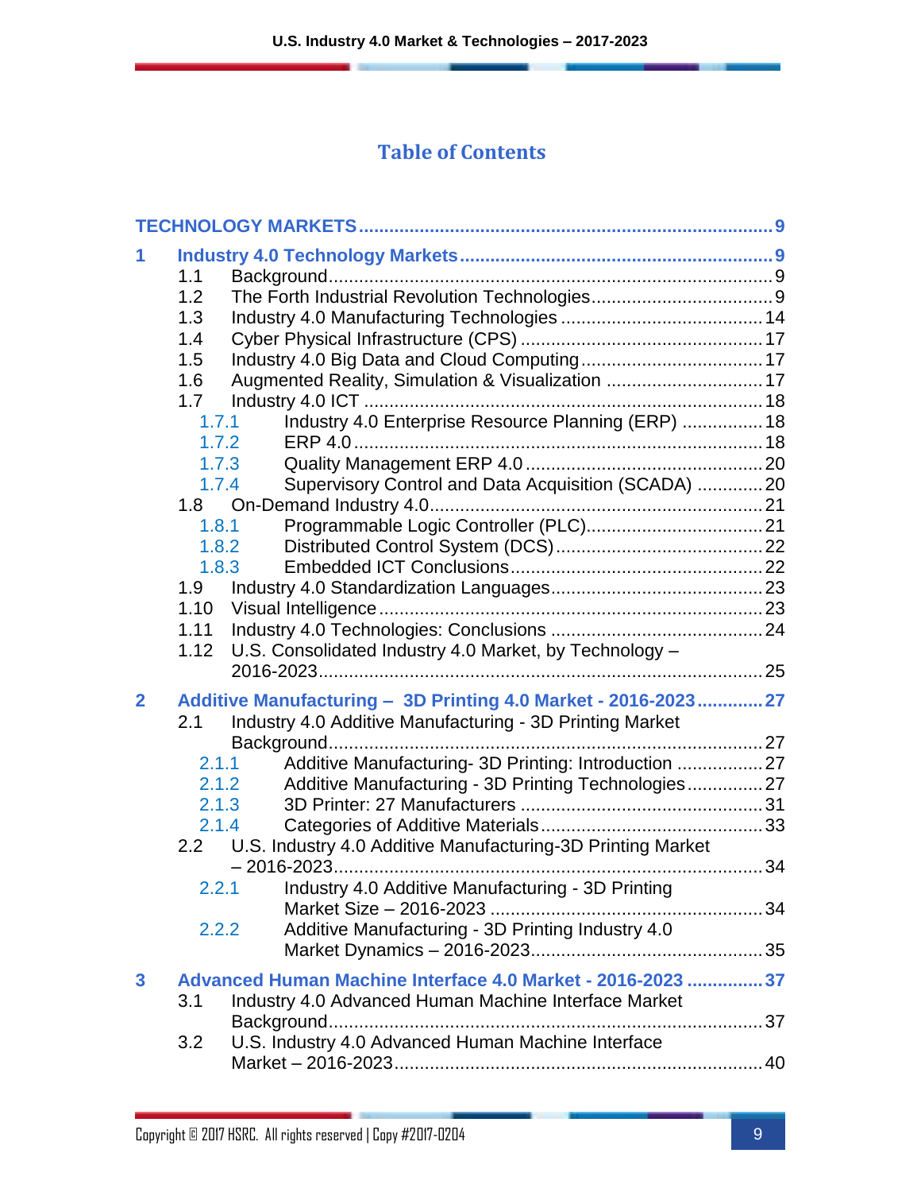# Table of Contents

**TECHNOLOGY MARKETS** .......... 9

**1 Industry 4.0 Technology Markets** .......... 9

- 1.1 Background .......... 9
- 1.2 The Forth Industrial Revolution Technologies .......... 9
- 1.3 Industry 4.0 Manufacturing Technologies .......... 14
- 1.4 Cyber Physical Infrastructure (CPS) .......... 17
- 1.5 Industry 4.0 Big Data and Cloud Computing .......... 17
- 1.6 Augmented Reality, Simulation & Visualization .......... 17
- 1.7 Industry 4.0 ICT .......... 18
  - 1.7.1 Industry 4.0 Enterprise Resource Planning (ERP) .......... 18
  - 1.7.2 ERP 4.0 .......... 18
  - 1.7.3 Quality Management ERP 4.0 .......... 20
  - 1.7.4 Supervisory Control and Data Acquisition (SCADA) .......... 20
- 1.8 On-Demand Industry 4.0 .......... 21
  - 1.8.1 Programmable Logic Controller (PLC) .......... 21
  - 1.8.2 Distributed Control System (DCS) .......... 22
  - 1.8.3 Embedded ICT Conclusions .......... 22
- 1.9 Industry 4.0 Standardization Languages .......... 23
- 1.10 Visual Intelligence .......... 23
- 1.11 Industry 4.0 Technologies: Conclusions .......... 24
- 1.12 U.S. Consolidated Industry 4.0 Market, by Technology – 2016-2023 .......... 25

**2 Additive Manufacturing – 3D Printing 4.0 Market - 2016-2023** .......... 27

- 2.1 Industry 4.0 Additive Manufacturing - 3D Printing Market Background .......... 27
  - 2.1.1 Additive Manufacturing- 3D Printing: Introduction .......... 27
  - 2.1.2 Additive Manufacturing - 3D Printing Technologies .......... 27
  - 2.1.3 3D Printer: 27 Manufacturers .......... 31
  - 2.1.4 Categories of Additive Materials .......... 33
- 2.2 U.S. Industry 4.0 Additive Manufacturing-3D Printing Market – 2016-2023 .......... 34
  - 2.2.1 Industry 4.0 Additive Manufacturing - 3D Printing Market Size – 2016-2023 .......... 34
  - 2.2.2 Additive Manufacturing - 3D Printing Industry 4.0 Market Dynamics – 2016-2023 .......... 35

**3 Advanced Human Machine Interface 4.0 Market - 2016-2023** .......... 37

- 3.1 Industry 4.0 Advanced Human Machine Interface Market Background .......... 37
- 3.2 U.S. Industry 4.0 Advanced Human Machine Interface Market – 2016-2023 .......... 40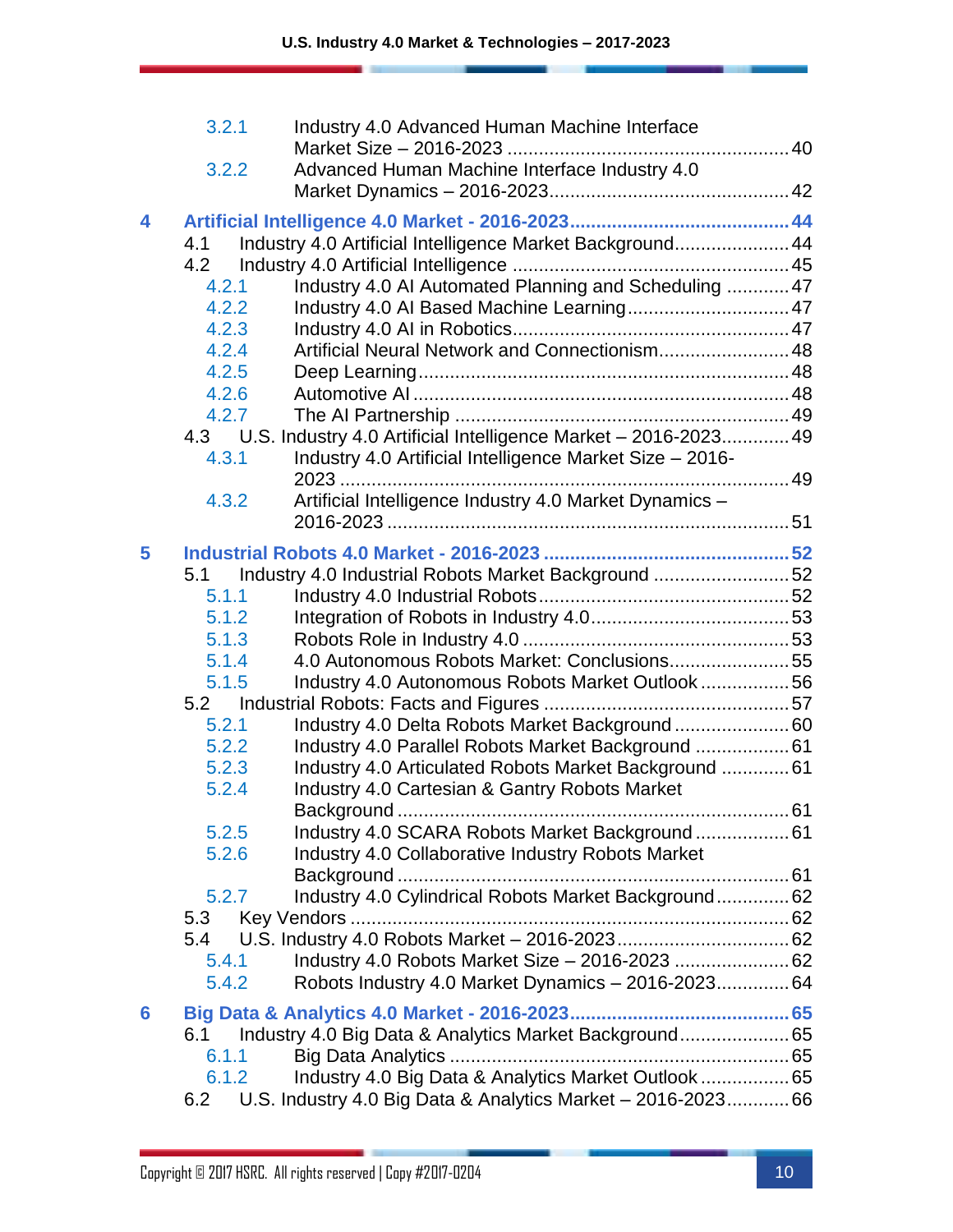3.2.1 Industry 4.0 Advanced Human Machine Interface Market Size – 2016-2023 ..... 40

3.2.2 Advanced Human Machine Interface Industry 4.0 Market Dynamics – 2016-2023 ..... 42

**4 Artificial Intelligence 4.0 Market - 2016-2023 ..... 44**

4.1 Industry 4.0 Artificial Intelligence Market Background ..... 44

4.2 Industry 4.0 Artificial Intelligence ..... 45

4.2.1 Industry 4.0 AI Automated Planning and Scheduling ..... 47

4.2.2 Industry 4.0 AI Based Machine Learning ..... 47

4.2.3 Industry 4.0 AI in Robotics ..... 47

4.2.4 Artificial Neural Network and Connectionism ..... 48

4.2.5 Deep Learning ..... 48

4.2.6 Automotive AI ..... 48

4.2.7 The AI Partnership ..... 49

4.3 U.S. Industry 4.0 Artificial Intelligence Market – 2016-2023 ..... 49

4.3.1 Industry 4.0 Artificial Intelligence Market Size – 2016-2023 ..... 49

4.3.2 Artificial Intelligence Industry 4.0 Market Dynamics – 2016-2023 ..... 51

**5 Industrial Robots 4.0 Market - 2016-2023 ..... 52**

5.1 Industry 4.0 Industrial Robots Market Background ..... 52

5.1.1 Industry 4.0 Industrial Robots ..... 52

5.1.2 Integration of Robots in Industry 4.0 ..... 53

5.1.3 Robots Role in Industry 4.0 ..... 53

5.1.4 4.0 Autonomous Robots Market: Conclusions ..... 55

5.1.5 Industry 4.0 Autonomous Robots Market Outlook ..... 56

5.2 Industrial Robots: Facts and Figures ..... 57

5.2.1 Industry 4.0 Delta Robots Market Background ..... 60

5.2.2 Industry 4.0 Parallel Robots Market Background ..... 61

5.2.3 Industry 4.0 Articulated Robots Market Background ..... 61

5.2.4 Industry 4.0 Cartesian & Gantry Robots Market Background ..... 61

5.2.5 Industry 4.0 SCARA Robots Market Background ..... 61

5.2.6 Industry 4.0 Collaborative Industry Robots Market Background ..... 61

5.2.7 Industry 4.0 Cylindrical Robots Market Background ..... 62

5.3 Key Vendors ..... 62

5.4 U.S. Industry 4.0 Robots Market – 2016-2023 ..... 62

5.4.1 Industry 4.0 Robots Market Size – 2016-2023 ..... 62

5.4.2 Robots Industry 4.0 Market Dynamics – 2016-2023 ..... 64

**6 Big Data & Analytics 4.0 Market - 2016-2023 ..... 65**

6.1 Industry 4.0 Big Data & Analytics Market Background ..... 65

6.1.1 Big Data Analytics ..... 65

6.1.2 Industry 4.0 Big Data & Analytics Market Outlook ..... 65

6.2 U.S. Industry 4.0 Big Data & Analytics Market – 2016-2023 ..... 66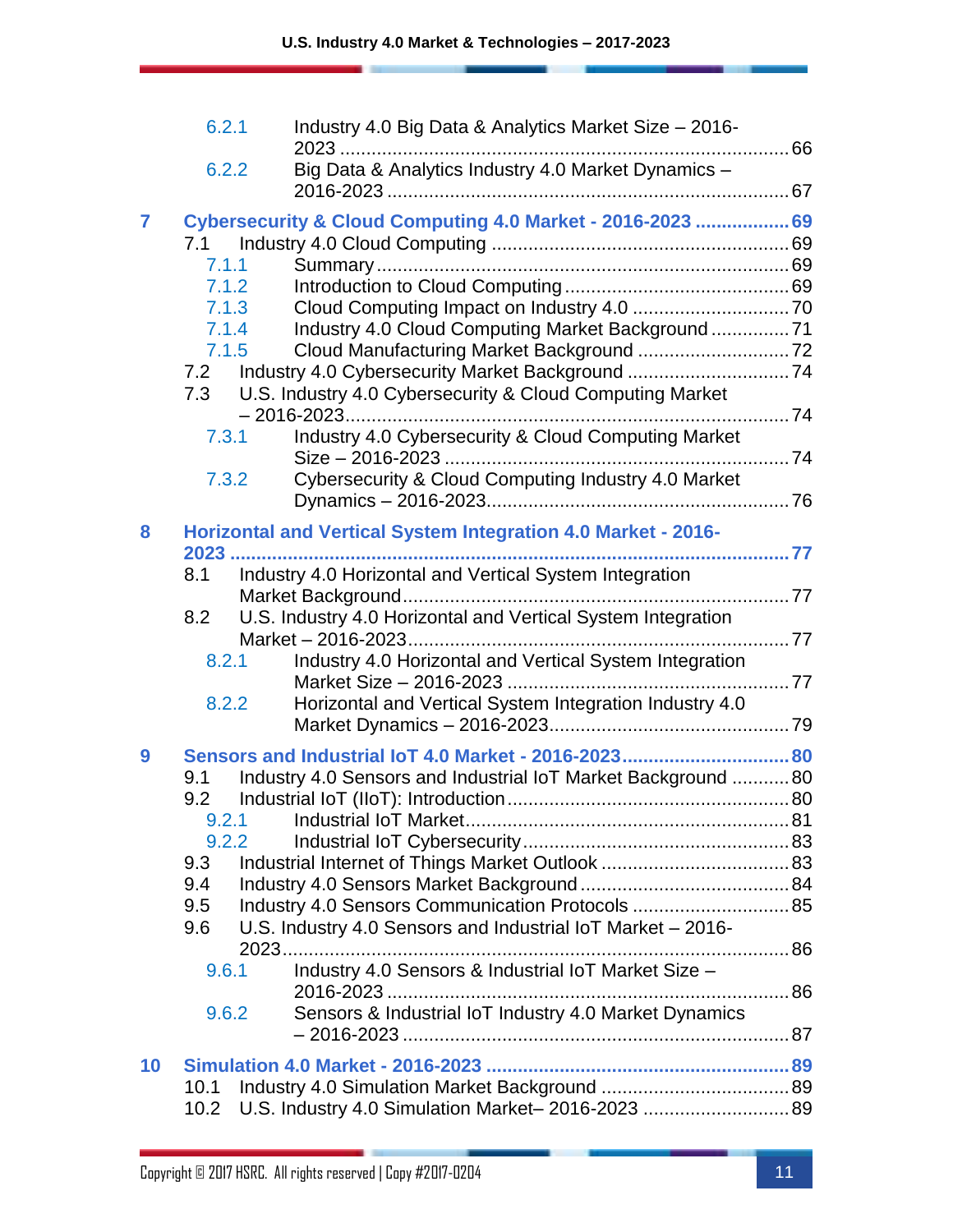6.2.1 Industry 4.0 Big Data & Analytics Market Size – 2016-2023 ........ 66
6.2.2 Big Data & Analytics Industry 4.0 Market Dynamics – 2016-2023 ........ 67

**7 Cybersecurity & Cloud Computing 4.0 Market - 2016-2023 ........ 69**

7.1 Industry 4.0 Cloud Computing ........ 69
7.1.1 Summary ........ 69
7.1.2 Introduction to Cloud Computing ........ 69
7.1.3 Cloud Computing Impact on Industry 4.0 ........ 70
7.1.4 Industry 4.0 Cloud Computing Market Background ........ 71
7.1.5 Cloud Manufacturing Market Background ........ 72
7.2 Industry 4.0 Cybersecurity Market Background ........ 74
7.3 U.S. Industry 4.0 Cybersecurity & Cloud Computing Market – 2016-2023 ........ 74
7.3.1 Industry 4.0 Cybersecurity & Cloud Computing Market Size – 2016-2023 ........ 74
7.3.2 Cybersecurity & Cloud Computing Industry 4.0 Market Dynamics – 2016-2023 ........ 76

**8 Horizontal and Vertical System Integration 4.0 Market - 2016-2023 ........ 77**

8.1 Industry 4.0 Horizontal and Vertical System Integration Market Background ........ 77
8.2 U.S. Industry 4.0 Horizontal and Vertical System Integration Market – 2016-2023 ........ 77
8.2.1 Industry 4.0 Horizontal and Vertical System Integration Market Size – 2016-2023 ........ 77
8.2.2 Horizontal and Vertical System Integration Industry 4.0 Market Dynamics – 2016-2023 ........ 79

**9 Sensors and Industrial IoT 4.0 Market - 2016-2023 ........ 80**

9.1 Industry 4.0 Sensors and Industrial IoT Market Background ........ 80
9.2 Industrial IoT (IIoT): Introduction ........ 80
9.2.1 Industrial IoT Market ........ 81
9.2.2 Industrial IoT Cybersecurity ........ 83
9.3 Industrial Internet of Things Market Outlook ........ 83
9.4 Industry 4.0 Sensors Market Background ........ 84
9.5 Industry 4.0 Sensors Communication Protocols ........ 85
9.6 U.S. Industry 4.0 Sensors and Industrial IoT Market – 2016-2023 ........ 86
9.6.1 Industry 4.0 Sensors & Industrial IoT Market Size – 2016-2023 ........ 86
9.6.2 Sensors & Industrial IoT Industry 4.0 Market Dynamics – 2016-2023 ........ 87

**10 Simulation 4.0 Market - 2016-2023 ........ 89**

10.1 Industry 4.0 Simulation Market Background ........ 89
10.2 U.S. Industry 4.0 Simulation Market– 2016-2023 ........ 89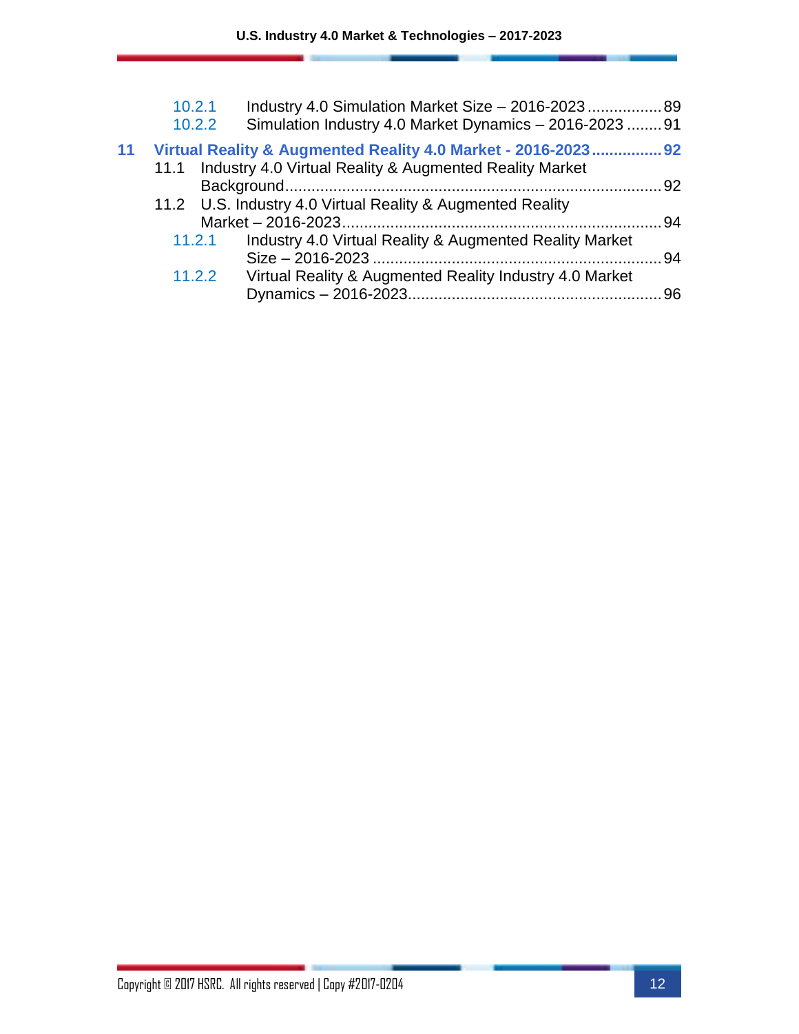10.2.1 Industry 4.0 Simulation Market Size – 2016-2023 ................. 89
10.2.2 Simulation Industry 4.0 Market Dynamics – 2016-2023 ........ 91

**11 Virtual Reality & Augmented Reality 4.0 Market - 2016-2023 ................ 92**

11.1 Industry 4.0 Virtual Reality & Augmented Reality Market Background ..................................................................................... 92
11.2 U.S. Industry 4.0 Virtual Reality & Augmented Reality Market – 2016-2023 ........................................................................ 94
11.2.1 Industry 4.0 Virtual Reality & Augmented Reality Market Size – 2016-2023 ................................................................. 94
11.2.2 Virtual Reality & Augmented Reality Industry 4.0 Market Dynamics – 2016-2023 ......................................................... 96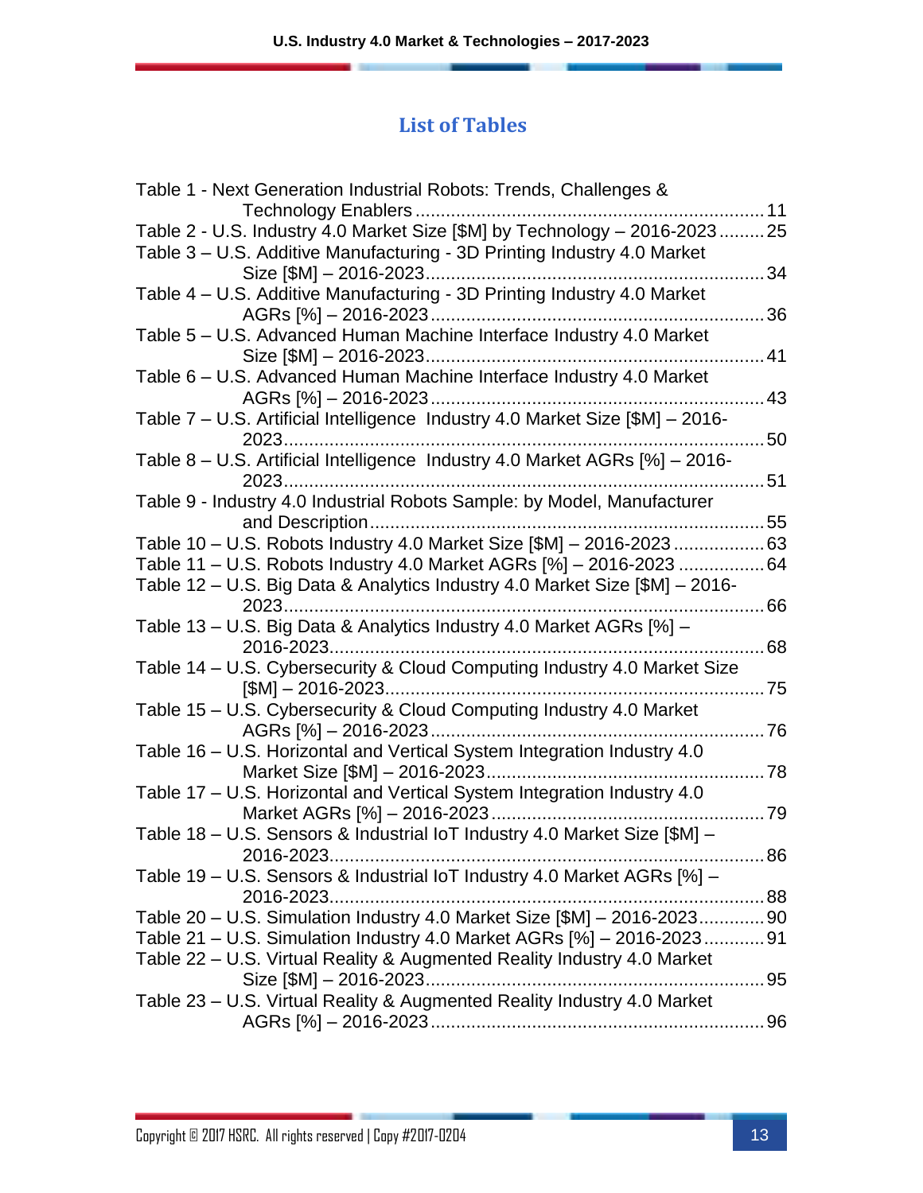## List of Tables

Table 1 - Next Generation Industrial Robots: Trends, Challenges & Technology Enablers ........ 11
Table 2 - U.S. Industry 4.0 Market Size [$M] by Technology – 2016-2023 ........ 25
Table 3 – U.S. Additive Manufacturing - 3D Printing Industry 4.0 Market Size [$M] – 2016-2023 ........ 34
Table 4 – U.S. Additive Manufacturing - 3D Printing Industry 4.0 Market AGRs [%] – 2016-2023 ........ 36
Table 5 – U.S. Advanced Human Machine Interface Industry 4.0 Market Size [$M] – 2016-2023 ........ 41
Table 6 – U.S. Advanced Human Machine Interface Industry 4.0 Market AGRs [%] – 2016-2023 ........ 43
Table 7 – U.S. Artificial Intelligence Industry 4.0 Market Size [$M] – 2016-2023 ........ 50
Table 8 – U.S. Artificial Intelligence Industry 4.0 Market AGRs [%] – 2016-2023 ........ 51
Table 9 - Industry 4.0 Industrial Robots Sample: by Model, Manufacturer and Description ........ 55
Table 10 – U.S. Robots Industry 4.0 Market Size [$M] – 2016-2023 ........ 63
Table 11 – U.S. Robots Industry 4.0 Market AGRs [%] – 2016-2023 ........ 64
Table 12 – U.S. Big Data & Analytics Industry 4.0 Market Size [$M] – 2016-2023 ........ 66
Table 13 – U.S. Big Data & Analytics Industry 4.0 Market AGRs [%] – 2016-2023 ........ 68
Table 14 – U.S. Cybersecurity & Cloud Computing Industry 4.0 Market Size [$M] – 2016-2023 ........ 75
Table 15 – U.S. Cybersecurity & Cloud Computing Industry 4.0 Market AGRs [%] – 2016-2023 ........ 76
Table 16 – U.S. Horizontal and Vertical System Integration Industry 4.0 Market Size [$M] – 2016-2023 ........ 78
Table 17 – U.S. Horizontal and Vertical System Integration Industry 4.0 Market AGRs [%] – 2016-2023 ........ 79
Table 18 – U.S. Sensors & Industrial IoT Industry 4.0 Market Size [$M] – 2016-2023 ........ 86
Table 19 – U.S. Sensors & Industrial IoT Industry 4.0 Market AGRs [%] – 2016-2023 ........ 88
Table 20 – U.S. Simulation Industry 4.0 Market Size [$M] – 2016-2023 ........ 90
Table 21 – U.S. Simulation Industry 4.0 Market AGRs [%] – 2016-2023 ........ 91
Table 22 – U.S. Virtual Reality & Augmented Reality Industry 4.0 Market Size [$M] – 2016-2023 ........ 95
Table 23 – U.S. Virtual Reality & Augmented Reality Industry 4.0 Market AGRs [%] – 2016-2023 ........ 96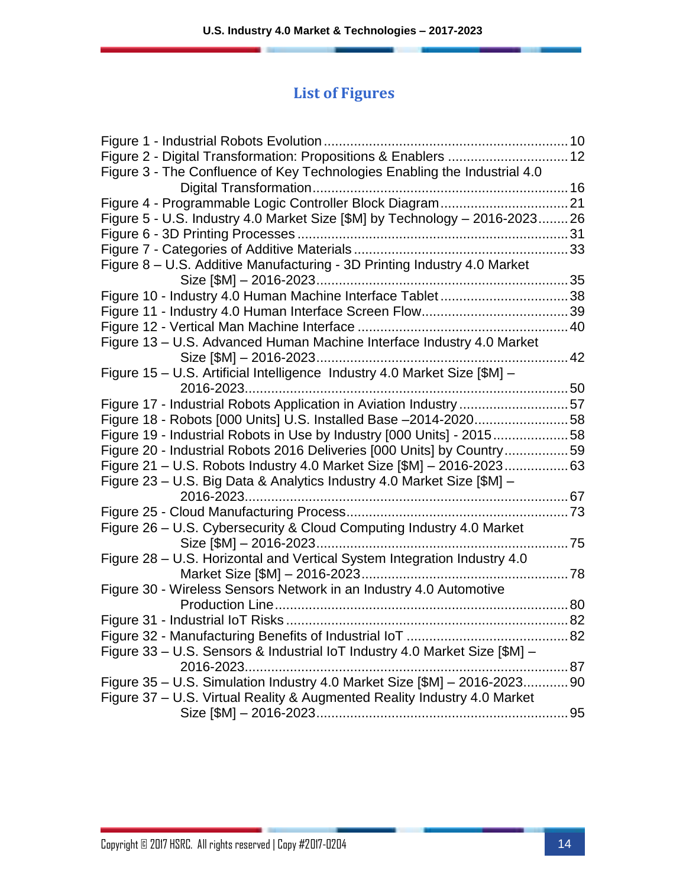## List of Figures

Figure 1 - Industrial Robots Evolution ................................................................. 10
Figure 2 - Digital Transformation: Propositions & Enablers ............................... 12
Figure 3 - The Confluence of Key Technologies Enabling the Industrial 4.0 Digital Transformation ................................................................... 16
Figure 4 - Programmable Logic Controller Block Diagram ................................. 21
Figure 5 - U.S. Industry 4.0 Market Size [$M] by Technology – 2016-2023 ........ 26
Figure 6 - 3D Printing Processes ....................................................................... 31
Figure 7 - Categories of Additive Materials ........................................................ 33
Figure 8 – U.S. Additive Manufacturing - 3D Printing Industry 4.0 Market Size [$M] – 2016-2023 ................................................................. 35
Figure 10 - Industry 4.0 Human Machine Interface Tablet .................................. 38
Figure 11 - Industry 4.0 Human Interface Screen Flow ....................................... 39
Figure 12 - Vertical Man Machine Interface ....................................................... 40
Figure 13 – U.S. Advanced Human Machine Interface Industry 4.0 Market Size [$M] – 2016-2023 ................................................................. 42
Figure 15 – U.S. Artificial Intelligence Industry 4.0 Market Size [$M] – 2016-2023 ..................................................................................... 50
Figure 17 - Industrial Robots Application in Aviation Industry ............................ 57
Figure 18 - Robots [000 Units] U.S. Installed Base –2014-2020 ......................... 58
Figure 19 - Industrial Robots in Use by Industry [000 Units] - 2015 .................... 58
Figure 20 - Industrial Robots 2016 Deliveries [000 Units] by Country ................. 59
Figure 21 – U.S. Robots Industry 4.0 Market Size [$M] – 2016-2023 ................. 63
Figure 23 – U.S. Big Data & Analytics Industry 4.0 Market Size [$M] – 2016-2023 ..................................................................................... 67
Figure 25 - Cloud Manufacturing Process .......................................................... 73
Figure 26 – U.S. Cybersecurity & Cloud Computing Industry 4.0 Market Size [$M] – 2016-2023 ................................................................. 75
Figure 28 – U.S. Horizontal and Vertical System Integration Industry 4.0 Market Size [$M] – 2016-2023 ...................................................... 78
Figure 30 - Wireless Sensors Network in an Industry 4.0 Automotive Production Line ............................................................................. 80
Figure 31 - Industrial IoT Risks ......................................................................... 82
Figure 32 - Manufacturing Benefits of Industrial IoT ........................................... 82
Figure 33 – U.S. Sensors & Industrial IoT Industry 4.0 Market Size [$M] – 2016-2023 ..................................................................................... 87
Figure 35 – U.S. Simulation Industry 4.0 Market Size [$M] – 2016-2023 ............ 90
Figure 37 – U.S. Virtual Reality & Augmented Reality Industry 4.0 Market Size [$M] – 2016-2023 ................................................................. 95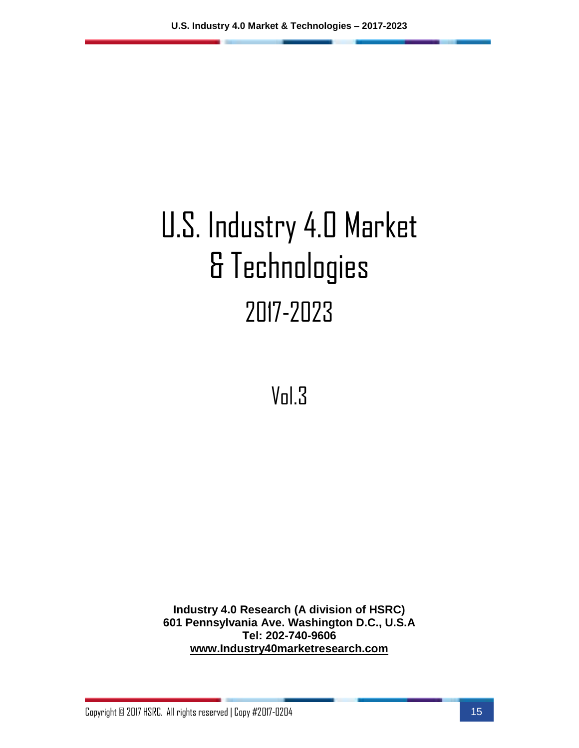# U.S. Industry 4.0 Market & Technologies

# 2017-2023

## Vol.3

**Industry 4.0 Research (A division of HSRC)**
**601 Pennsylvania Ave. Washington D.C., U.S.A**
**Tel: 202-740-9606**
**www.Industry40marketresearch.com**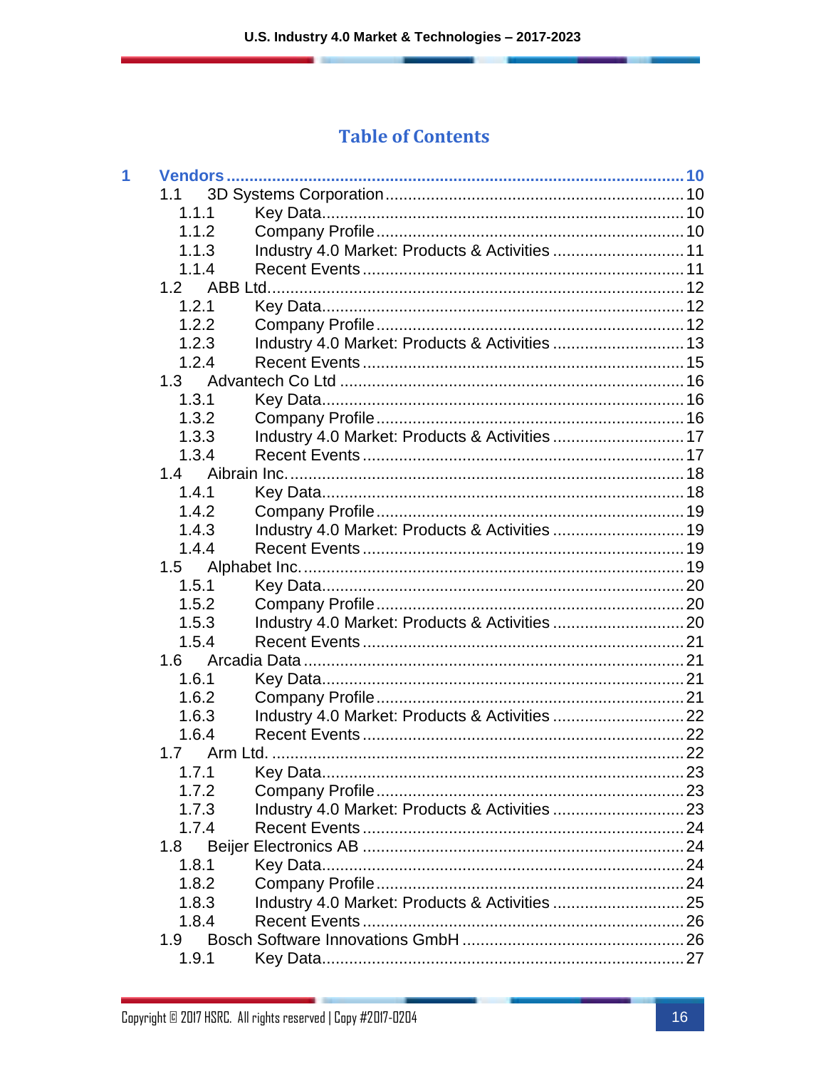# Table of Contents

**1 Vendors** ... 10

- 1.1 3D Systems Corporation ... 10
  - 1.1.1 Key Data ... 10
  - 1.1.2 Company Profile ... 10
  - 1.1.3 Industry 4.0 Market: Products & Activities ... 11
  - 1.1.4 Recent Events ... 11
- 1.2 ABB Ltd ... 12
  - 1.2.1 Key Data ... 12
  - 1.2.2 Company Profile ... 12
  - 1.2.3 Industry 4.0 Market: Products & Activities ... 13
  - 1.2.4 Recent Events ... 15
- 1.3 Advantech Co Ltd ... 16
  - 1.3.1 Key Data ... 16
  - 1.3.2 Company Profile ... 16
  - 1.3.3 Industry 4.0 Market: Products & Activities ... 17
  - 1.3.4 Recent Events ... 17
- 1.4 Aibrain Inc. ... 18
  - 1.4.1 Key Data ... 18
  - 1.4.2 Company Profile ... 19
  - 1.4.3 Industry 4.0 Market: Products & Activities ... 19
  - 1.4.4 Recent Events ... 19
- 1.5 Alphabet Inc. ... 19
  - 1.5.1 Key Data ... 20
  - 1.5.2 Company Profile ... 20
  - 1.5.3 Industry 4.0 Market: Products & Activities ... 20
  - 1.5.4 Recent Events ... 21
- 1.6 Arcadia Data ... 21
  - 1.6.1 Key Data ... 21
  - 1.6.2 Company Profile ... 21
  - 1.6.3 Industry 4.0 Market: Products & Activities ... 22
  - 1.6.4 Recent Events ... 22
- 1.7 Arm Ltd. ... 22
  - 1.7.1 Key Data ... 23
  - 1.7.2 Company Profile ... 23
  - 1.7.3 Industry 4.0 Market: Products & Activities ... 23
  - 1.7.4 Recent Events ... 24
- 1.8 Beijer Electronics AB ... 24
  - 1.8.1 Key Data ... 24
  - 1.8.2 Company Profile ... 24
  - 1.8.3 Industry 4.0 Market: Products & Activities ... 25
  - 1.8.4 Recent Events ... 26
- 1.9 Bosch Software Innovations GmbH ... 26
  - 1.9.1 Key Data ... 27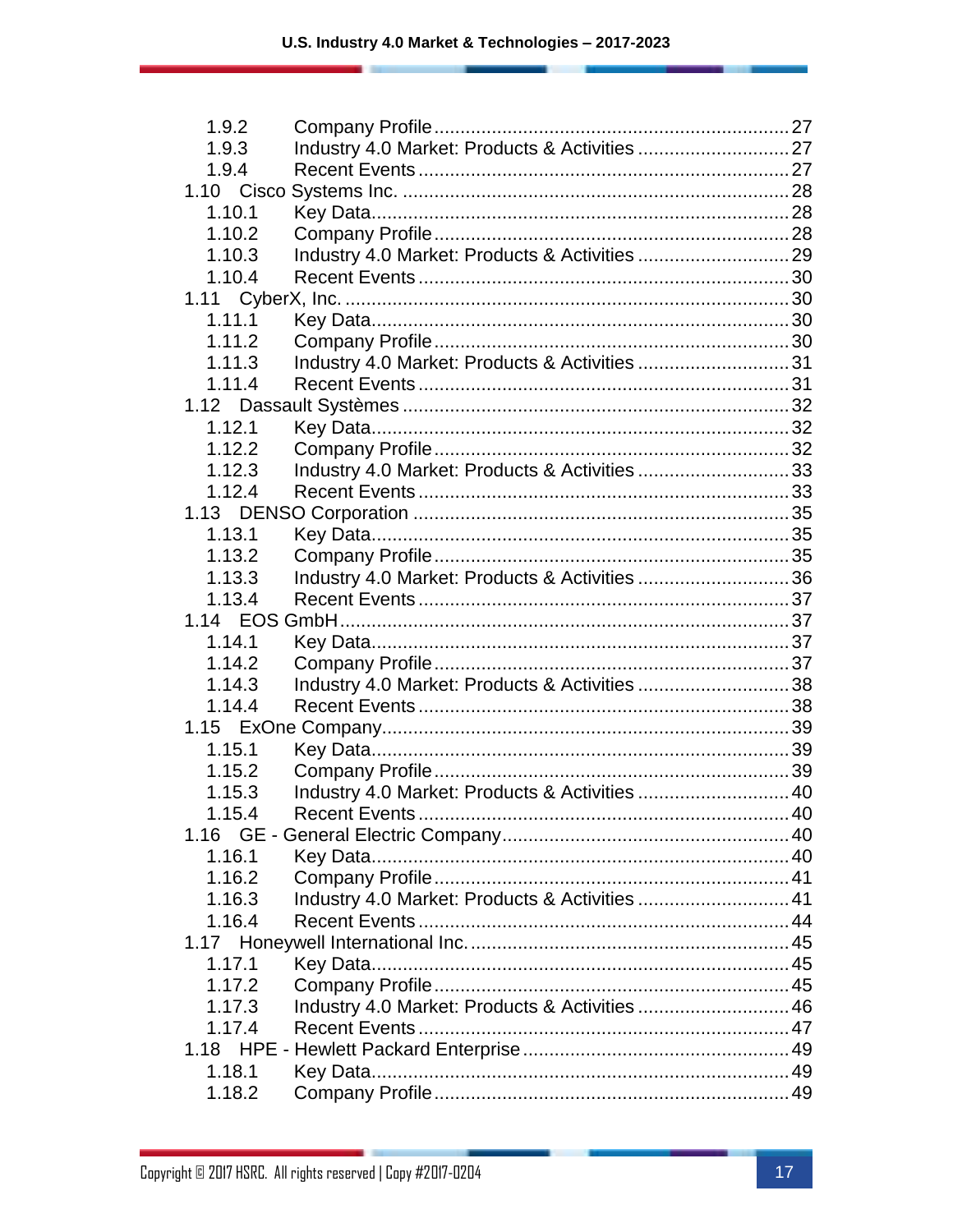| | | |
|---|---|---|
| 1.9.2 | Company Profile | 27 |
| 1.9.3 | Industry 4.0 Market: Products & Activities | 27 |
| 1.9.4 | Recent Events | 27 |
| 1.10 | Cisco Systems Inc. | 28 |
| 1.10.1 | Key Data | 28 |
| 1.10.2 | Company Profile | 28 |
| 1.10.3 | Industry 4.0 Market: Products & Activities | 29 |
| 1.10.4 | Recent Events | 30 |
| 1.11 | CyberX, Inc. | 30 |
| 1.11.1 | Key Data | 30 |
| 1.11.2 | Company Profile | 30 |
| 1.11.3 | Industry 4.0 Market: Products & Activities | 31 |
| 1.11.4 | Recent Events | 31 |
| 1.12 | Dassault Systèmes | 32 |
| 1.12.1 | Key Data | 32 |
| 1.12.2 | Company Profile | 32 |
| 1.12.3 | Industry 4.0 Market: Products & Activities | 33 |
| 1.12.4 | Recent Events | 33 |
| 1.13 | DENSO Corporation | 35 |
| 1.13.1 | Key Data | 35 |
| 1.13.2 | Company Profile | 35 |
| 1.13.3 | Industry 4.0 Market: Products & Activities | 36 |
| 1.13.4 | Recent Events | 37 |
| 1.14 | EOS GmbH | 37 |
| 1.14.1 | Key Data | 37 |
| 1.14.2 | Company Profile | 37 |
| 1.14.3 | Industry 4.0 Market: Products & Activities | 38 |
| 1.14.4 | Recent Events | 38 |
| 1.15 | ExOne Company | 39 |
| 1.15.1 | Key Data | 39 |
| 1.15.2 | Company Profile | 39 |
| 1.15.3 | Industry 4.0 Market: Products & Activities | 40 |
| 1.15.4 | Recent Events | 40 |
| 1.16 | GE - General Electric Company | 40 |
| 1.16.1 | Key Data | 40 |
| 1.16.2 | Company Profile | 41 |
| 1.16.3 | Industry 4.0 Market: Products & Activities | 41 |
| 1.16.4 | Recent Events | 44 |
| 1.17 | Honeywell International Inc. | 45 |
| 1.17.1 | Key Data | 45 |
| 1.17.2 | Company Profile | 45 |
| 1.17.3 | Industry 4.0 Market: Products & Activities | 46 |
| 1.17.4 | Recent Events | 47 |
| 1.18 | HPE - Hewlett Packard Enterprise | 49 |
| 1.18.1 | Key Data | 49 |
| 1.18.2 | Company Profile | 49 |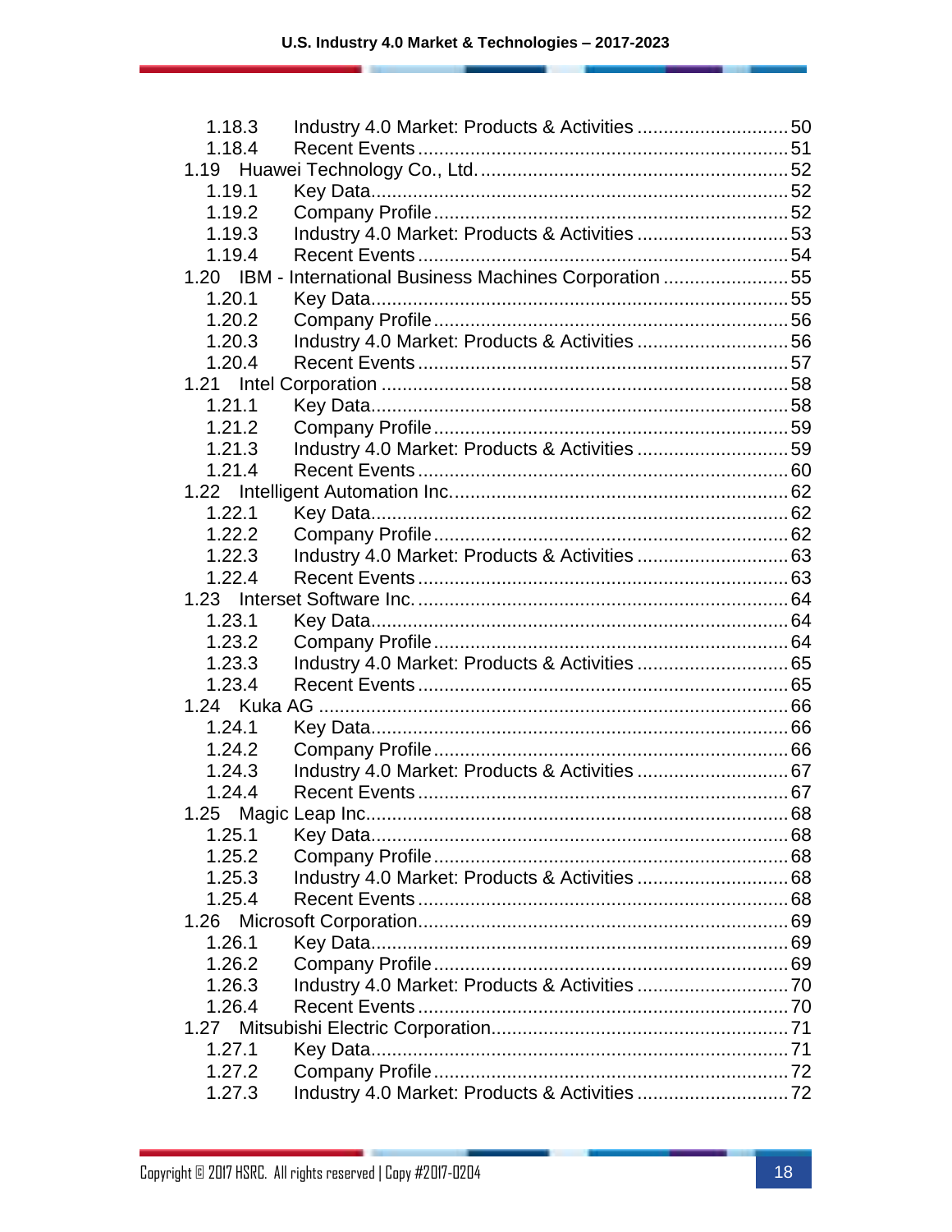1.18.3 Industry 4.0 Market: Products & Activities ............................ 50
1.18.4 Recent Events ..................................................................... 51
1.19 Huawei Technology Co., Ltd. ......................................................... 52
1.19.1 Key Data.............................................................................. 52
1.19.2 Company Profile .................................................................. 52
1.19.3 Industry 4.0 Market: Products & Activities ............................ 53
1.19.4 Recent Events ..................................................................... 54
1.20 IBM - International Business Machines Corporation ........................ 55
1.20.1 Key Data.............................................................................. 55
1.20.2 Company Profile .................................................................. 56
1.20.3 Industry 4.0 Market: Products & Activities ............................ 56
1.20.4 Recent Events ..................................................................... 57
1.21 Intel Corporation ............................................................................ 58
1.21.1 Key Data.............................................................................. 58
1.21.2 Company Profile .................................................................. 59
1.21.3 Industry 4.0 Market: Products & Activities ............................ 59
1.21.4 Recent Events ..................................................................... 60
1.22 Intelligent Automation Inc. ............................................................... 62
1.22.1 Key Data.............................................................................. 62
1.22.2 Company Profile .................................................................. 62
1.22.3 Industry 4.0 Market: Products & Activities ............................ 63
1.22.4 Recent Events ..................................................................... 63
1.23 Interset Software Inc. ...................................................................... 64
1.23.1 Key Data.............................................................................. 64
1.23.2 Company Profile .................................................................. 64
1.23.3 Industry 4.0 Market: Products & Activities ............................ 65
1.23.4 Recent Events ..................................................................... 65
1.24 Kuka AG ........................................................................................ 66
1.24.1 Key Data.............................................................................. 66
1.24.2 Company Profile .................................................................. 66
1.24.3 Industry 4.0 Market: Products & Activities ............................ 67
1.24.4 Recent Events ..................................................................... 67
1.25 Magic Leap Inc................................................................................ 68
1.25.1 Key Data.............................................................................. 68
1.25.2 Company Profile .................................................................. 68
1.25.3 Industry 4.0 Market: Products & Activities ............................ 68
1.25.4 Recent Events ..................................................................... 68
1.26 Microsoft Corporation...................................................................... 69
1.26.1 Key Data.............................................................................. 69
1.26.2 Company Profile .................................................................. 69
1.26.3 Industry 4.0 Market: Products & Activities ............................ 70
1.26.4 Recent Events ..................................................................... 70
1.27 Mitsubishi Electric Corporation........................................................ 71
1.27.1 Key Data.............................................................................. 71
1.27.2 Company Profile .................................................................. 72
1.27.3 Industry 4.0 Market: Products & Activities ............................ 72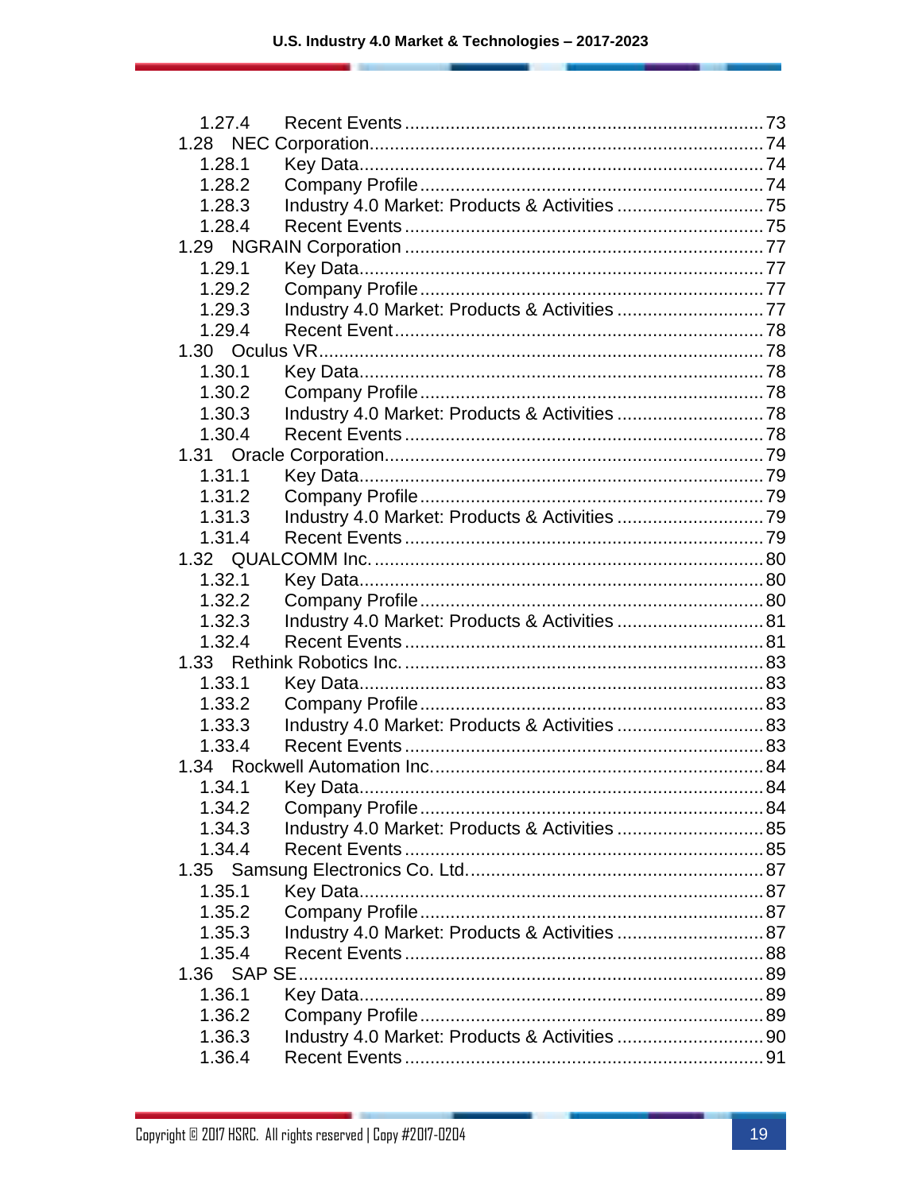- 1.27.4 Recent Events ... 73
- 1.28 NEC Corporation ... 74
  - 1.28.1 Key Data ... 74
  - 1.28.2 Company Profile ... 74
  - 1.28.3 Industry 4.0 Market: Products & Activities ... 75
  - 1.28.4 Recent Events ... 75
- 1.29 NGRAIN Corporation ... 77
  - 1.29.1 Key Data ... 77
  - 1.29.2 Company Profile ... 77
  - 1.29.3 Industry 4.0 Market: Products & Activities ... 77
  - 1.29.4 Recent Event ... 78
- 1.30 Oculus VR ... 78
  - 1.30.1 Key Data ... 78
  - 1.30.2 Company Profile ... 78
  - 1.30.3 Industry 4.0 Market: Products & Activities ... 78
  - 1.30.4 Recent Events ... 78
- 1.31 Oracle Corporation ... 79
  - 1.31.1 Key Data ... 79
  - 1.31.2 Company Profile ... 79
  - 1.31.3 Industry 4.0 Market: Products & Activities ... 79
  - 1.31.4 Recent Events ... 79
- 1.32 QUALCOMM Inc. ... 80
  - 1.32.1 Key Data ... 80
  - 1.32.2 Company Profile ... 80
  - 1.32.3 Industry 4.0 Market: Products & Activities ... 81
  - 1.32.4 Recent Events ... 81
- 1.33 Rethink Robotics Inc. ... 83
  - 1.33.1 Key Data ... 83
  - 1.33.2 Company Profile ... 83
  - 1.33.3 Industry 4.0 Market: Products & Activities ... 83
  - 1.33.4 Recent Events ... 83
- 1.34 Rockwell Automation Inc. ... 84
  - 1.34.1 Key Data ... 84
  - 1.34.2 Company Profile ... 84
  - 1.34.3 Industry 4.0 Market: Products & Activities ... 85
  - 1.34.4 Recent Events ... 85
- 1.35 Samsung Electronics Co. Ltd. ... 87
  - 1.35.1 Key Data ... 87
  - 1.35.2 Company Profile ... 87
  - 1.35.3 Industry 4.0 Market: Products & Activities ... 87
  - 1.35.4 Recent Events ... 88
- 1.36 SAP SE ... 89
  - 1.36.1 Key Data ... 89
  - 1.36.2 Company Profile ... 89
  - 1.36.3 Industry 4.0 Market: Products & Activities ... 90
  - 1.36.4 Recent Events ... 91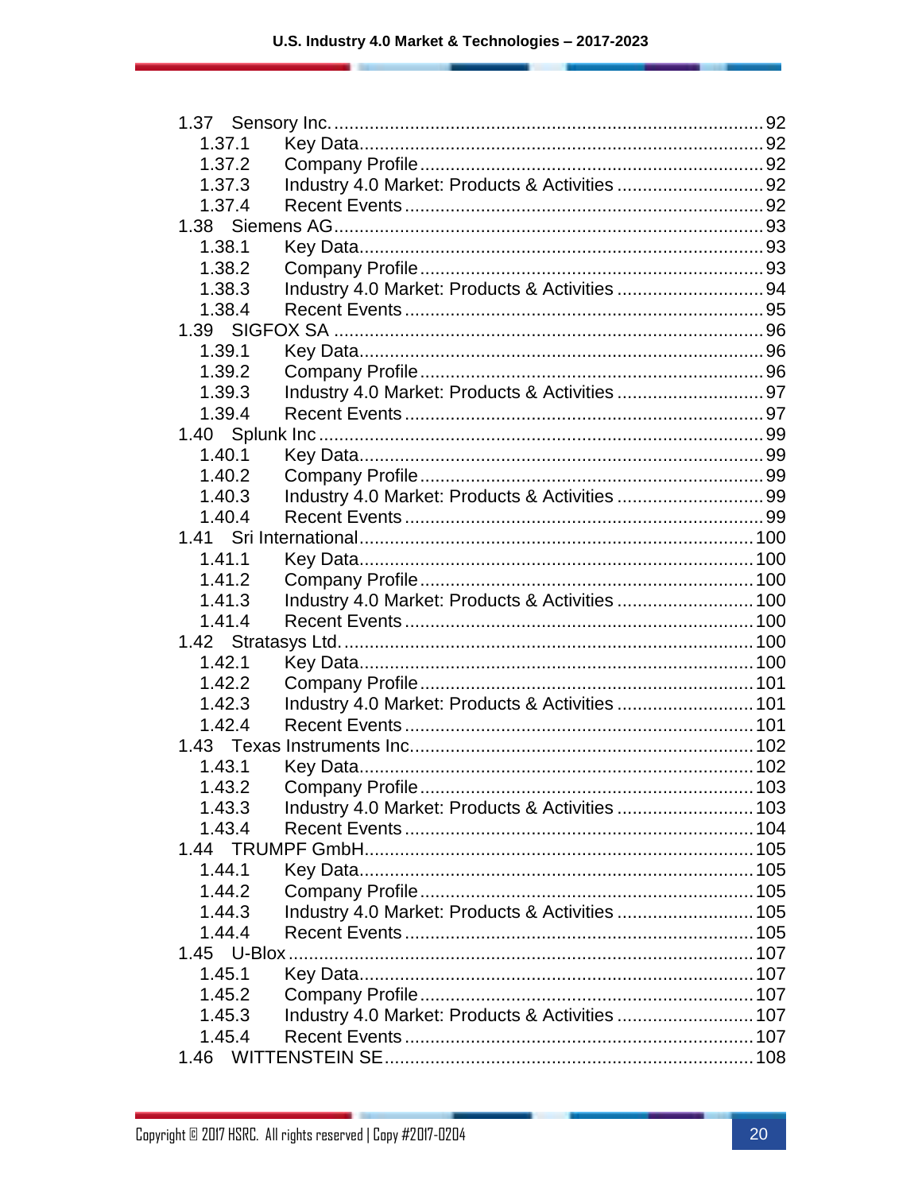- 1.37 Sensory Inc. ........ 92
  - 1.37.1 Key Data ........ 92
  - 1.37.2 Company Profile ........ 92
  - 1.37.3 Industry 4.0 Market: Products & Activities ........ 92
  - 1.37.4 Recent Events ........ 92
- 1.38 Siemens AG ........ 93
  - 1.38.1 Key Data ........ 93
  - 1.38.2 Company Profile ........ 93
  - 1.38.3 Industry 4.0 Market: Products & Activities ........ 94
  - 1.38.4 Recent Events ........ 95
- 1.39 SIGFOX SA ........ 96
  - 1.39.1 Key Data ........ 96
  - 1.39.2 Company Profile ........ 96
  - 1.39.3 Industry 4.0 Market: Products & Activities ........ 97
  - 1.39.4 Recent Events ........ 97
- 1.40 Splunk Inc ........ 99
  - 1.40.1 Key Data ........ 99
  - 1.40.2 Company Profile ........ 99
  - 1.40.3 Industry 4.0 Market: Products & Activities ........ 99
  - 1.40.4 Recent Events ........ 99
- 1.41 Sri International ........ 100
  - 1.41.1 Key Data ........ 100
  - 1.41.2 Company Profile ........ 100
  - 1.41.3 Industry 4.0 Market: Products & Activities ........ 100
  - 1.41.4 Recent Events ........ 100
- 1.42 Stratasys Ltd. ........ 100
  - 1.42.1 Key Data ........ 100
  - 1.42.2 Company Profile ........ 101
  - 1.42.3 Industry 4.0 Market: Products & Activities ........ 101
  - 1.42.4 Recent Events ........ 101
- 1.43 Texas Instruments Inc. ........ 102
  - 1.43.1 Key Data ........ 102
  - 1.43.2 Company Profile ........ 103
  - 1.43.3 Industry 4.0 Market: Products & Activities ........ 103
  - 1.43.4 Recent Events ........ 104
- 1.44 TRUMPF GmbH ........ 105
  - 1.44.1 Key Data ........ 105
  - 1.44.2 Company Profile ........ 105
  - 1.44.3 Industry 4.0 Market: Products & Activities ........ 105
  - 1.44.4 Recent Events ........ 105
- 1.45 U-Blox ........ 107
  - 1.45.1 Key Data ........ 107
  - 1.45.2 Company Profile ........ 107
  - 1.45.3 Industry 4.0 Market: Products & Activities ........ 107
  - 1.45.4 Recent Events ........ 107
- 1.46 WITTENSTEIN SE ........ 108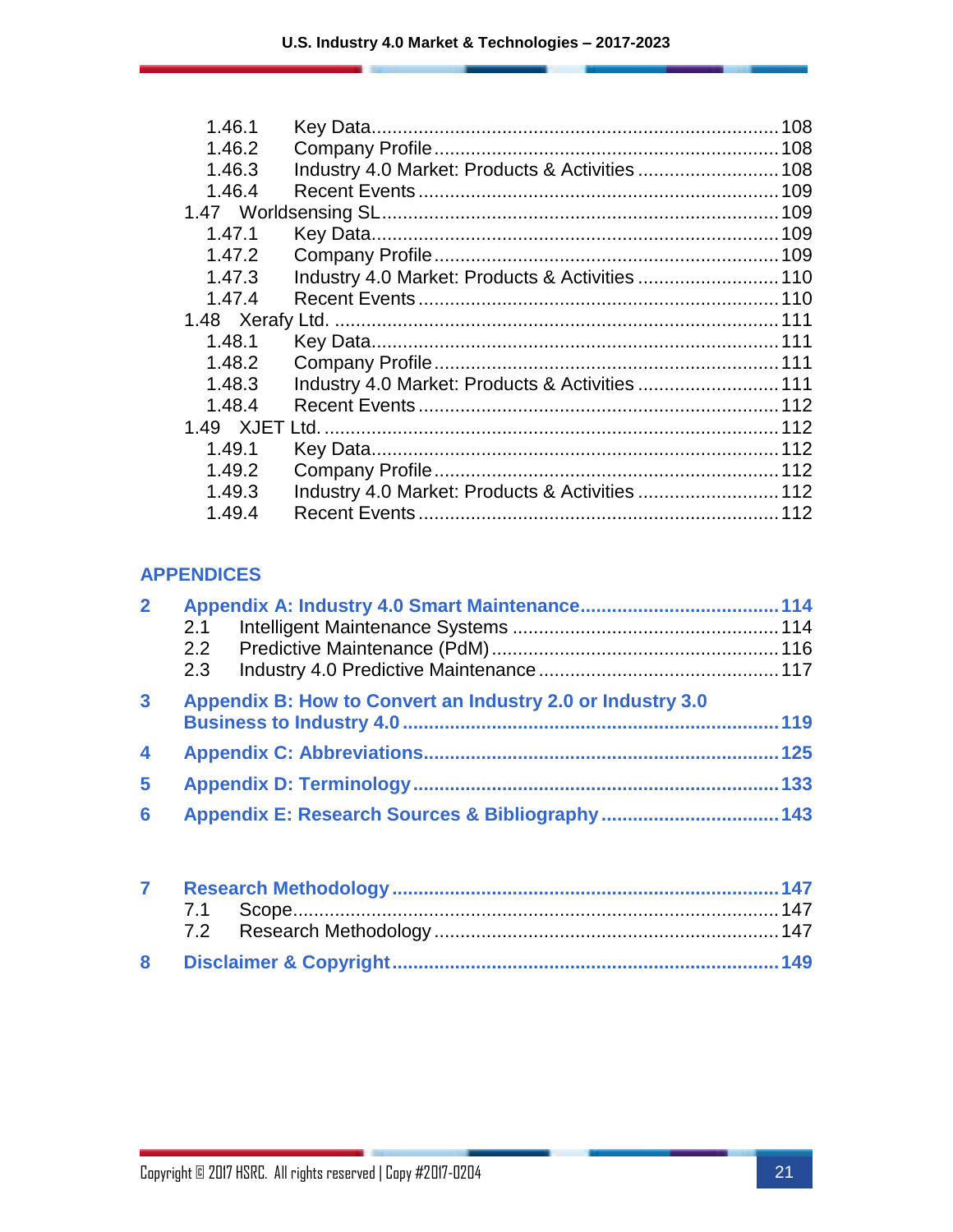1.46.1 Key Data ... 108
1.46.2 Company Profile ... 108
1.46.3 Industry 4.0 Market: Products & Activities ... 108
1.46.4 Recent Events ... 109
1.47 Worldsensing SL ... 109
1.47.1 Key Data ... 109
1.47.2 Company Profile ... 109
1.47.3 Industry 4.0 Market: Products & Activities ... 110
1.47.4 Recent Events ... 110
1.48 Xerafy Ltd. ... 111
1.48.1 Key Data ... 111
1.48.2 Company Profile ... 111
1.48.3 Industry 4.0 Market: Products & Activities ... 111
1.48.4 Recent Events ... 112
1.49 XJET Ltd. ... 112
1.49.1 Key Data ... 112
1.49.2 Company Profile ... 112
1.49.3 Industry 4.0 Market: Products & Activities ... 112
1.49.4 Recent Events ... 112

**APPENDICES**

**2 Appendix A: Industry 4.0 Smart Maintenance ... 114**
2.1 Intelligent Maintenance Systems ... 114
2.2 Predictive Maintenance (PdM) ... 116
2.3 Industry 4.0 Predictive Maintenance ... 117

**3 Appendix B: How to Convert an Industry 2.0 or Industry 3.0 Business to Industry 4.0 ... 119**

**4 Appendix C: Abbreviations ... 125**

**5 Appendix D: Terminology ... 133**

**6 Appendix E: Research Sources & Bibliography ... 143**

**7 Research Methodology ... 147**
7.1 Scope ... 147
7.2 Research Methodology ... 147

**8 Disclaimer & Copyright ... 149**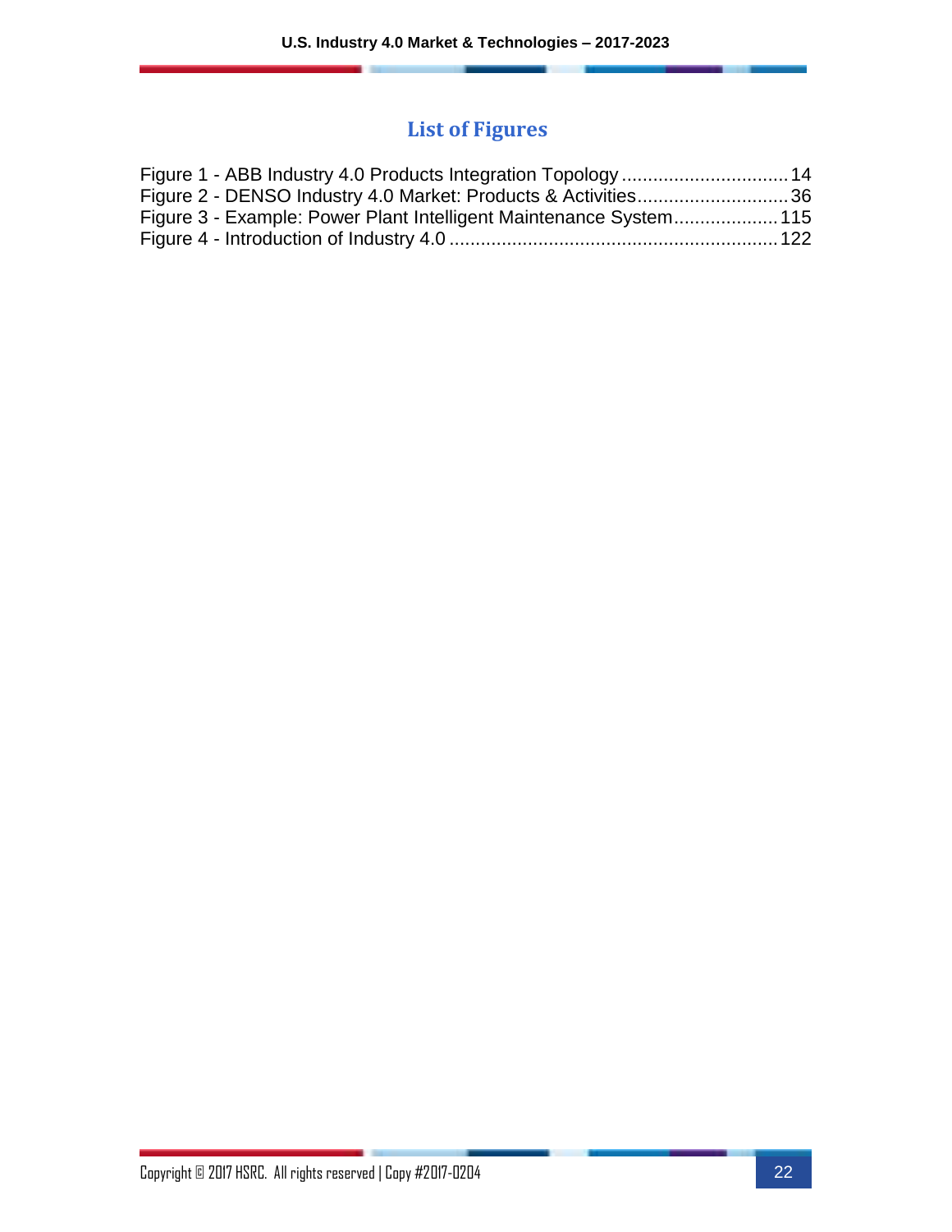## List of Figures

Figure 1 - ABB Industry 4.0 Products Integration Topology ................................ 14
Figure 2 - DENSO Industry 4.0 Market: Products & Activities............................ 36
Figure 3 - Example: Power Plant Intelligent Maintenance System.................... 115
Figure 4 - Introduction of Industry 4.0 ............................................................... 122